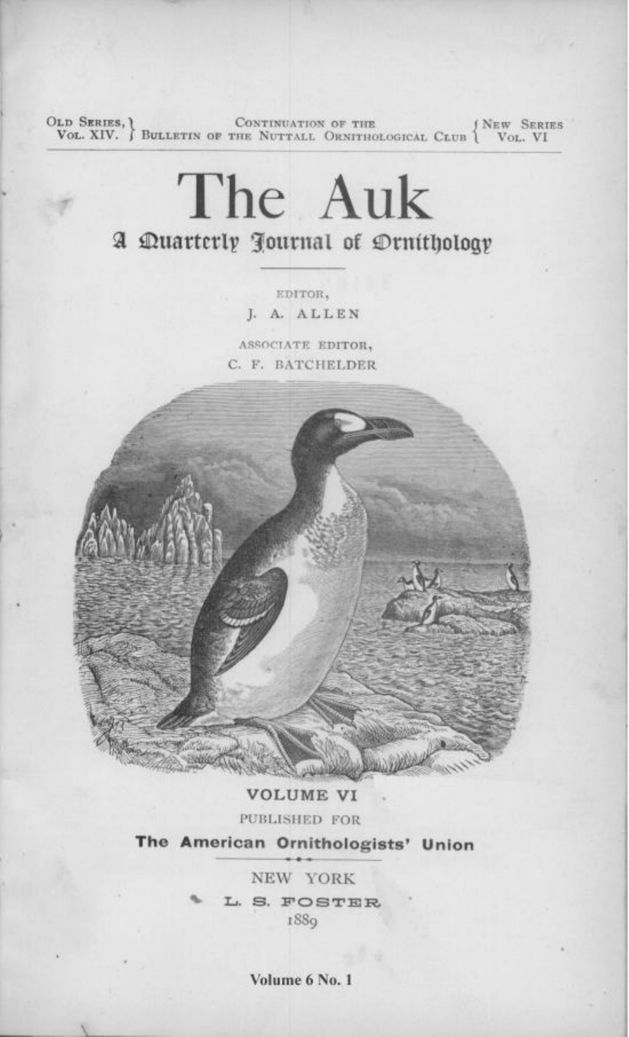Old Series, Vol. XIV. } Continuation of the Bulletin of the Nuttall Ornithological Club { New Series Vol. VI

# The Auk

## A Quarterly Journal of Ornithology

EDITOR,
J. A. ALLEN

ASSOCIATE EDITOR,
C. F. BATCHELDER

**VOLUME VI**

PUBLISHED FOR

**The American Ornithologists' Union**

NEW YORK
L. S. FOSTER
1889

**Volume 6 No. 1**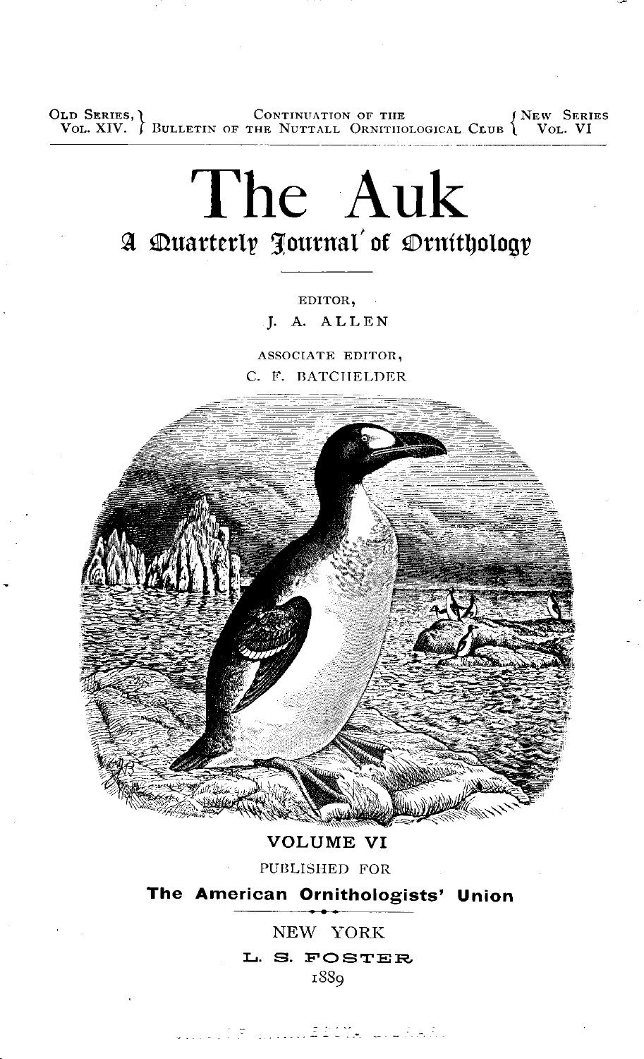OLD SERIES, VOL. XIV. | CONTINUATION OF THE BULLETIN OF THE NUTTALL ORNITHOLOGICAL CLUB | NEW SERIES VOL. VI

# The Auk

## A Quarterly Journal of Ornithology

EDITOR,
J. A. ALLEN

ASSOCIATE EDITOR,
C. F. BATCHELDER

VOLUME VI

PUBLISHED FOR

**The American Ornithologists' Union**

NEW YORK
L. S. FOSTER
1889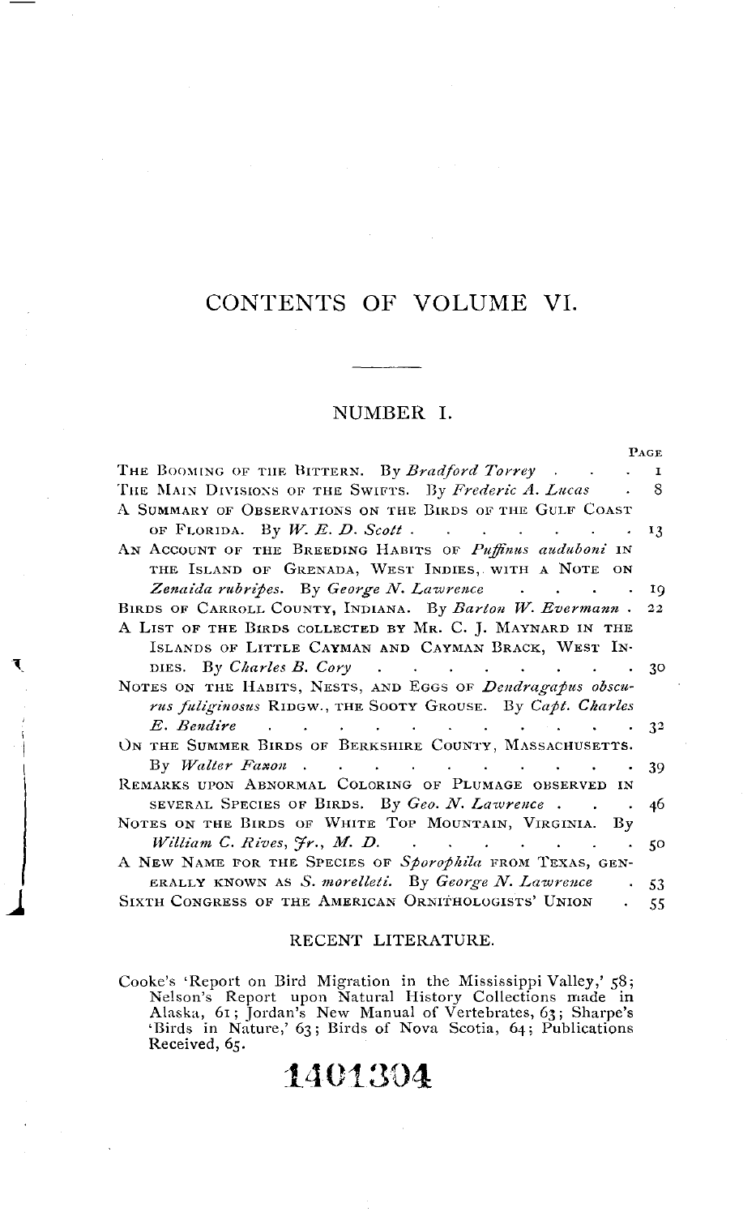# CONTENTS OF VOLUME VI.

## NUMBER I.

| | PAGE |
|---|---|
| THE BOOMING OF THE BITTERN. By *Bradford Torrey* | 1 |
| THE MAIN DIVISIONS OF THE SWIFTS. By *Frederic A. Lucas* | 8 |
| A SUMMARY OF OBSERVATIONS ON THE BIRDS OF THE GULF COAST OF FLORIDA. By *W. E. D. Scott* | 13 |
| AN ACCOUNT OF THE BREEDING HABITS OF *Puffinus auduboni* IN THE ISLAND OF GRENADA, WEST INDIES, WITH A NOTE ON *Zenaida rubripes*. By *George N. Lawrence* | 19 |
| BIRDS OF CARROLL COUNTY, INDIANA. By *Barton W. Evermann* | 22 |
| A LIST OF THE BIRDS COLLECTED BY MR. C. J. MAYNARD IN THE ISLANDS OF LITTLE CAYMAN AND CAYMAN BRACK, WEST INDIES. By *Charles B. Cory* | 30 |
| NOTES ON THE HABITS, NESTS, AND EGGS OF *Dendragapus obscurus fuliginosus* RIDGW., THE SOOTY GROUSE. By *Capt. Charles E. Bendire* | 32 |
| ON THE SUMMER BIRDS OF BERKSHIRE COUNTY, MASSACHUSETTS. By *Walter Faxon* | 39 |
| REMARKS UPON ABNORMAL COLORING OF PLUMAGE OBSERVED IN SEVERAL SPECIES OF BIRDS. By *Geo. N. Lawrence* | 46 |
| NOTES ON THE BIRDS OF WHITE TOP MOUNTAIN, VIRGINIA. By *William C. Rives, Jr., M. D.* | 50 |
| A NEW NAME FOR THE SPECIES OF *Sporophila* FROM TEXAS, GENERALLY KNOWN AS *S. morelleti*. By *George N. Lawrence* | 53 |
| SIXTH CONGRESS OF THE AMERICAN ORNITHOLOGISTS' UNION | 55 |

### RECENT LITERATURE.

Cooke's 'Report on Bird Migration in the Mississippi Valley,' 58; Nelson's Report upon Natural History Collections made in Alaska, 61; Jordan's New Manual of Vertebrates, 63; Sharpe's 'Birds in Nature,' 63; Birds of Nova Scotia, 64; Publications Received, 65.

1401304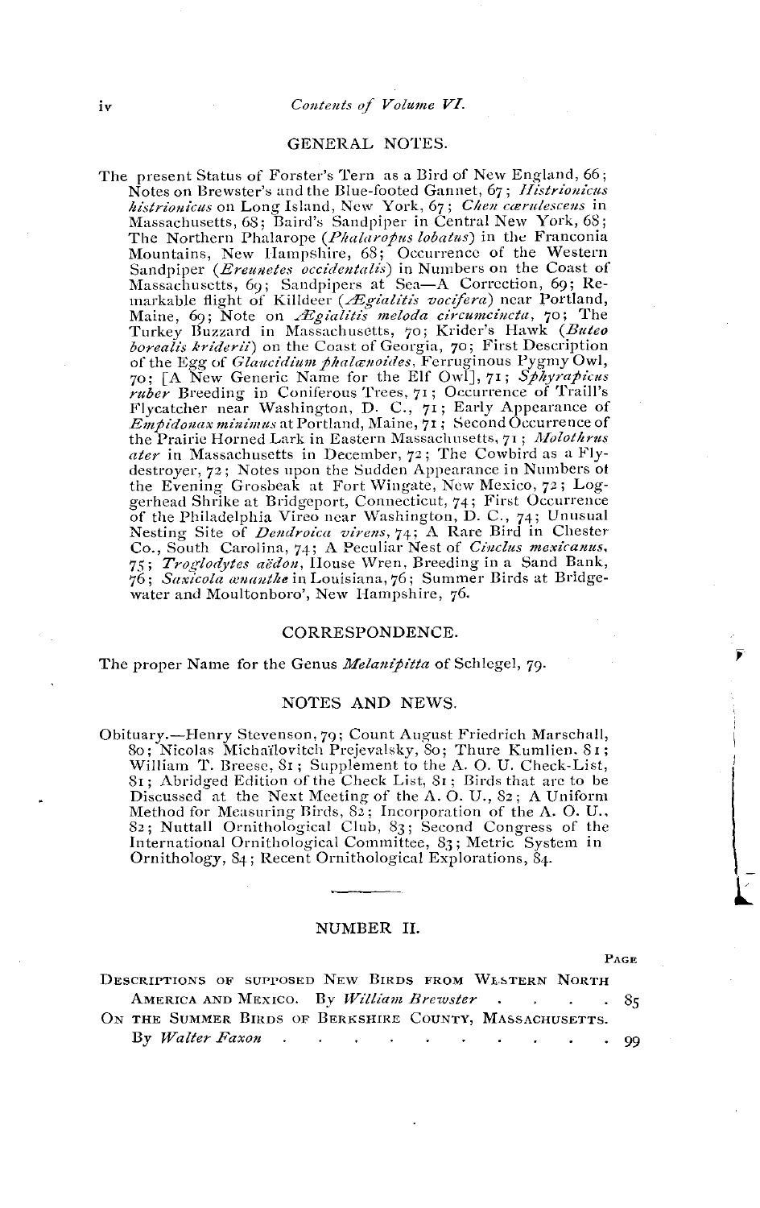## GENERAL NOTES.

The present Status of Forster's Tern as a Bird of New England, 66; Notes on Brewster's and the Blue-footed Gannet, 67; *Histrionicus histrionicus* on Long Island, New York, 67; *Chen cærulescens* in Massachusetts, 68; Baird's Sandpiper in Central New York, 68; The Northern Phalarope (*Phalaropus lobatus*) in the Franconia Mountains, New Hampshire, 68; Occurrence of the Western Sandpiper (*Ereunetes occidentalis*) in Numbers on the Coast of Massachusetts, 69; Sandpipers at Sea—A Correction, 69; Remarkable flight of Killdeer (*Ægialitis vocifera*) near Portland, Maine, 69; Note on *Ægialitis meloda circumcincta*, 70; The Turkey Buzzard in Massachusetts, 70; Krider's Hawk (*Buteo borealis kriderii*) on the Coast of Georgia, 70; First Description of the Egg of *Glaucidium phalænoides*, Ferruginous Pygmy Owl, 70; [A New Generic Name for the Elf Owl], 71; *Sphyrapicus ruber* Breeding in Coniferous Trees, 71; Occurrence of Traill's Flycatcher near Washington, D. C., 71; Early Appearance of *Empidonax minimus* at Portland, Maine, 71; Second Occurrence of the Prairie Horned Lark in Eastern Massachusetts, 71; *Molothrus ater* in Massachusetts in December, 72; The Cowbird as a Fly-destroyer, 72; Notes upon the Sudden Appearance in Numbers of the Evening Grosbeak at Fort Wingate, New Mexico, 72; Loggerhead Shrike at Bridgeport, Connecticut, 74; First Occurrence of the Philadelphia Vireo near Washington, D. C., 74; Unusual Nesting Site of *Dendroica virens*, 74; A Rare Bird in Chester Co., South Carolina, 74; A Peculiar Nest of *Cinclus mexicanus*, 75; *Troglodytes aëdon*, House Wren, Breeding in a Sand Bank, 76; *Saxicola œnanthe* in Louisiana, 76; Summer Birds at Bridgewater and Moultonboro', New Hampshire, 76.

## CORRESPONDENCE.

The proper Name for the Genus *Melanipitta* of Schlegel, 79.

## NOTES AND NEWS.

Obituary.—Henry Stevenson, 79; Count August Friedrich Marschall, 80; Nicolas Michaïlovitch Prejevalsky, 80; Thure Kumlien, 81; William T. Breese, 81; Supplement to the A. O. U. Check-List, 81; Abridged Edition of the Check List, 81; Birds that are to be Discussed at the Next Meeting of the A. O. U., 82; A Uniform Method for Measuring Birds, 82; Incorporation of the A. O. U., 82; Nuttall Ornithological Club, 83; Second Congress of the International Ornithological Committee, 83; Metric System in Ornithology, 84; Recent Ornithological Explorations, 84.

---

## NUMBER II.

| | PAGE |
|---|---|
| DESCRIPTIONS OF SUPPOSED NEW BIRDS FROM WESTERN NORTH AMERICA AND MEXICO. By *William Brewster* | 85 |
| ON THE SUMMER BIRDS OF BERKSHIRE COUNTY, MASSACHUSETTS. By *Walter Faxon* | 99 |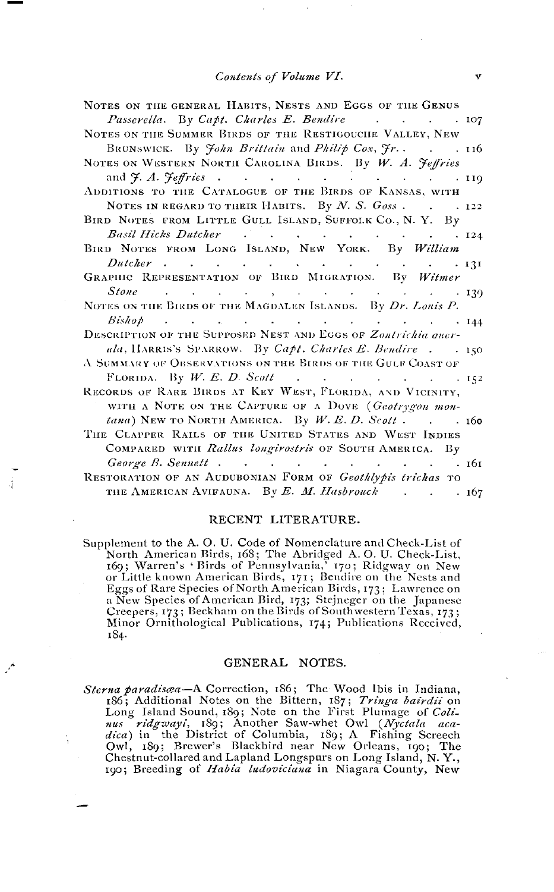Notes on the General Habits, Nests and Eggs of the Genus *Passerella*. By *Capt. Charles E. Bendire* . . . . . 107

Notes on the Summer Birds of the Restigouche Valley, New Brunswick. By *John Brittain* and *Philip Cox, Jr.* . . . . 116

Notes on Western North Carolina Birds. By *W. A. Jeffries* and *J. A. Jeffries* . . . . . . . . . . . 119

Additions to the Catalogue of the Birds of Kansas, with Notes in regard to their Habits. By *N. S. Goss* . . . 122

Bird Notes from Little Gull Island, Suffolk Co., N. Y. By *Basil Hicks Dutcher* . . . . . . . . . 124

Bird Notes from Long Island, New York. By *William Dutcher* . . . . . . . . . . . . . 131

Graphic Representation of Bird Migration. By *Witmer Stone* . . . . . . . . . . . . . 139

Notes on the Birds of the Magdalen Islands. By *Dr. Louis P. Bishop* . . . . . . . . . . . . . 144

Description of the Supposed Nest and Eggs of *Zonotrichia querula*, Harris's Sparrow. By *Capt. Charles E. Bendire* . . 150

A Summary of Observations on the Birds of the Gulf Coast of Florida. By *W. E. D. Scott* . . . . . . . . 152

Records of Rare Birds at Key West, Florida, and Vicinity, with a Note on the Capture of a Dove (*Geotrygon montana*) New to North America. By *W. E. D. Scott* . . . 160

The Clapper Rails of the United States and West Indies Compared with *Rallus longirostris* of South America. By *George B. Sennett* . . . . . . . . . . . 161

Restoration of an Audubonian Form of *Geothlypis trichas* to the American Avifauna. By *E. M. Hasbrouck* . . . . 167

## RECENT LITERATURE.

Supplement to the A. O. U. Code of Nomenclature and Check-List of North American Birds, 168; The Abridged A. O. U. Check-List, 169; Warren's 'Birds of Pennsylvania,' 170; Ridgway on New or Little known American Birds, 171; Bendire on the Nests and Eggs of Rare Species of North American Birds, 173; Lawrence on a New Species of American Bird, 173; Stejneger on the Japanese Creepers, 173; Beckham on the Birds of Southwestern Texas, 173; Minor Ornithological Publications, 174; Publications Received, 184.

## GENERAL NOTES.

*Sterna paradisæa*—A Correction, 186; The Wood Ibis in Indiana, 186; Additional Notes on the Bittern, 187; *Tringa bairdii* on Long Island Sound, 189; Note on the First Plumage of *Colinus ridgwayi*, 189; Another Saw-whet Owl (*Nyctala acadica*) in the District of Columbia, 189; A Fishing Screech Owl, 189; Brewer's Blackbird near New Orleans, 190; The Chestnut-collared and Lapland Longspurs on Long Island, N. Y., 190; Breeding of *Habia ludoviciana* in Niagara County, New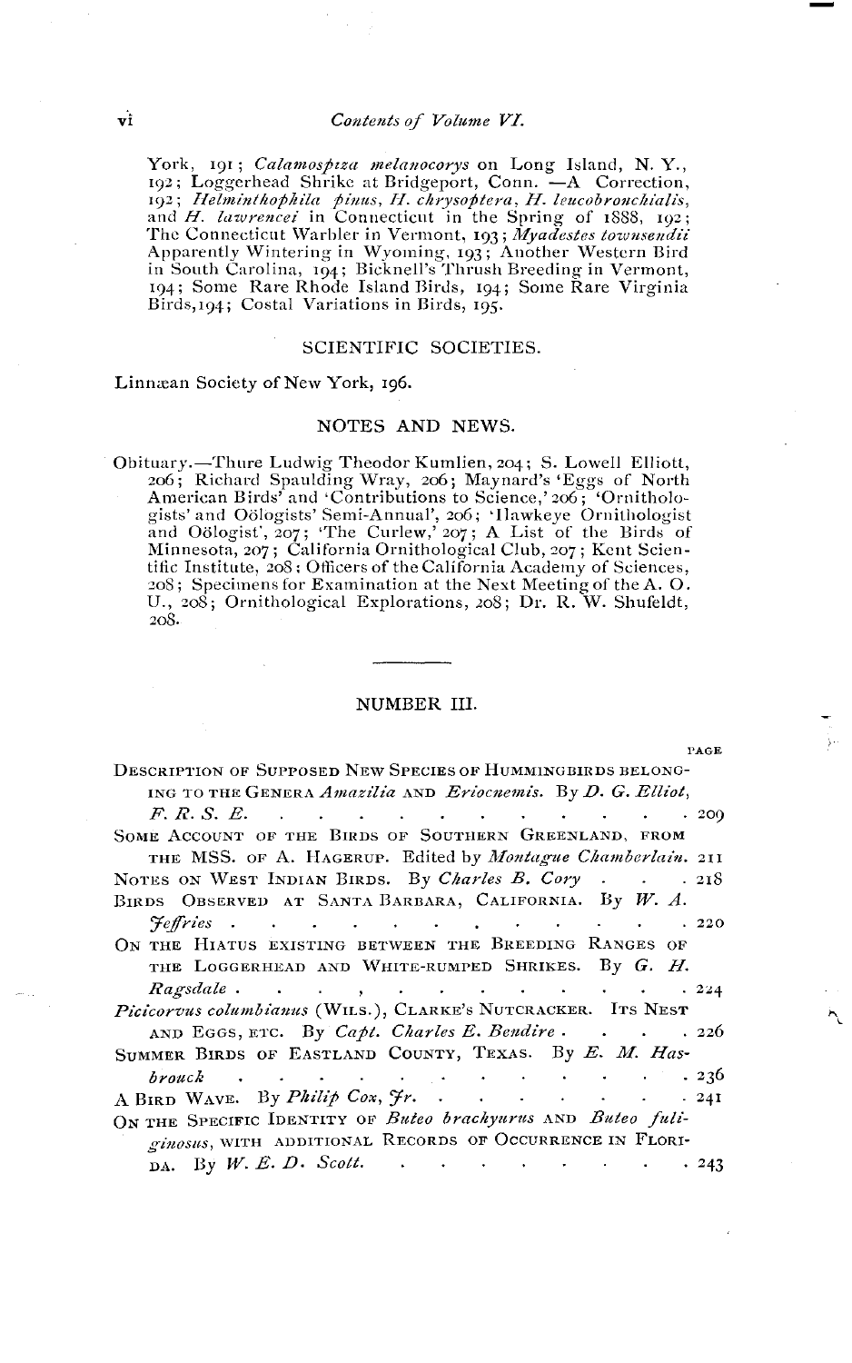York, 191; *Calamospiza melanocorys* on Long Island, N. Y., 192; Loggerhead Shrike at Bridgeport, Conn. —A Correction, 192; *Helminthophila pinus*, *H. chrysoptera*, *H. leucobronchialis*, and *H. lawrencei* in Connecticut in the Spring of 1888, 192; The Connecticut Warbler in Vermont, 193; *Myadestes townsendii* Apparently Wintering in Wyoming, 193; Another Western Bird in South Carolina, 194; Bicknell's Thrush Breeding in Vermont, 194; Some Rare Rhode Island Birds, 194; Some Rare Virginia Birds, 194; Costal Variations in Birds, 195.

## SCIENTIFIC SOCIETIES.

Linnæan Society of New York, 196.

## NOTES AND NEWS.

Obituary.—Thure Ludwig Theodor Kumlien, 204; S. Lowell Elliott, 206; Richard Spaulding Wray, 206; Maynard's 'Eggs of North American Birds' and 'Contributions to Science,' 206; 'Ornithologists' and Oölogists' Semi-Annual', 206; 'Hawkeye Ornithologist and Oölogist', 207; 'The Curlew,' 207; A List of the Birds of Minnesota, 207; California Ornithological Club, 207; Kent Scientific Institute, 208; Officers of the California Academy of Sciences, 208; Specimens for Examination at the Next Meeting of the A. O. U., 208; Ornithological Explorations, 208; Dr. R. W. Shufeldt, 208.

---

## NUMBER III.

| | PAGE |
|---|---|
| DESCRIPTION OF SUPPOSED NEW SPECIES OF HUMMINGBIRDS BELONGING TO THE GENERA *Amazilia* AND *Eriocnemis*. By *D. G. Elliot, F. R. S. E.* | 209 |
| SOME ACCOUNT OF THE BIRDS OF SOUTHERN GREENLAND, FROM THE MSS. OF A. HAGERUP. Edited by *Montague Chamberlain*. | 211 |
| NOTES ON WEST INDIAN BIRDS. By *Charles B. Cory* | 218 |
| BIRDS OBSERVED AT SANTA BARBARA, CALIFORNIA. By *W. A. Jeffries* | 220 |
| ON THE HIATUS EXISTING BETWEEN THE BREEDING RANGES OF THE LOGGERHEAD AND WHITE-RUMPED SHRIKES. By *G. H. Ragsdale* | 224 |
| *Picicorvus columbianus* (WILS.), CLARKE'S NUTCRACKER. ITS NEST AND EGGS, ETC. By *Capt. Charles E. Bendire* | 226 |
| SUMMER BIRDS OF EASTLAND COUNTY, TEXAS. By *E. M. Hasbrouck* | 236 |
| A BIRD WAVE. By *Philip Cox, Jr.* | 241 |
| ON THE SPECIFIC IDENTITY OF *Buteo brachyurus* AND *Buteo fuliginosus*, WITH ADDITIONAL RECORDS OF OCCURRENCE IN FLORIDA. By *W. E. D. Scott.* | 243 |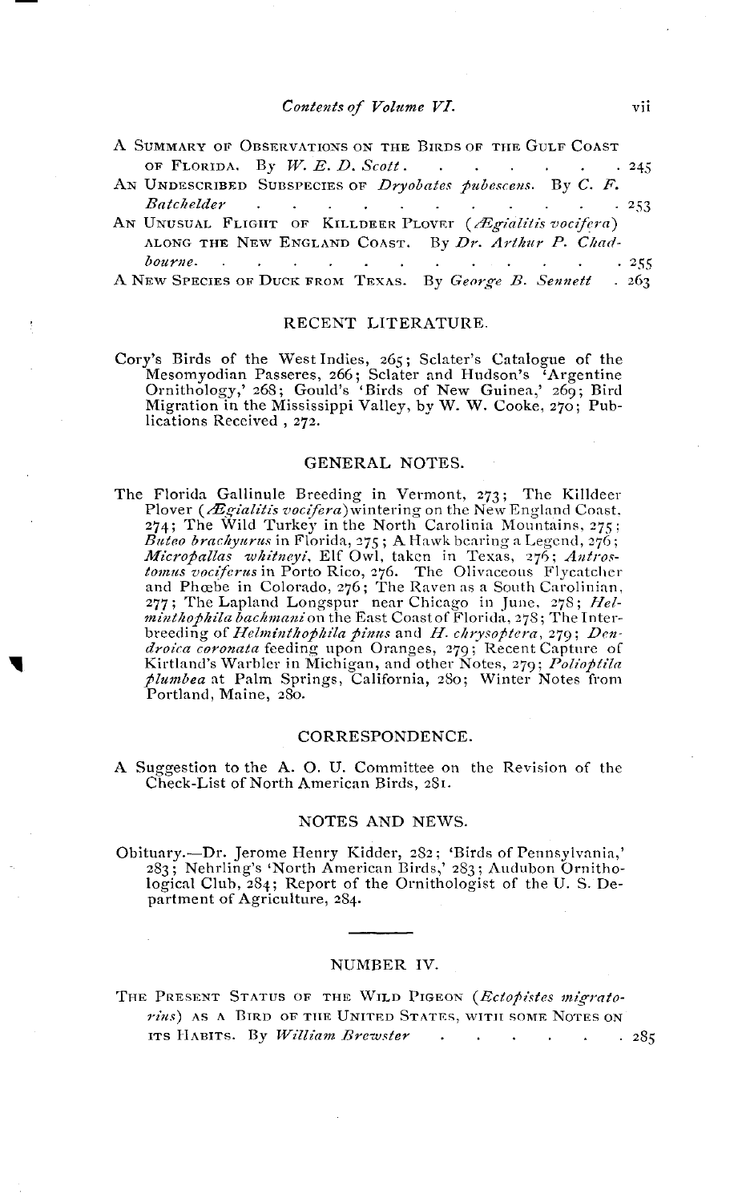A SUMMARY OF OBSERVATIONS ON THE BIRDS OF THE GULF COAST OF FLORIDA. By *W. E. D. Scott*. . . . . . . . 245

AN UNDESCRIBED SUBSPECIES OF *Dryobates pubescens*. By *C. F. Batchelder* . . . . . . . . . . . . . 253

AN UNUSUAL FLIGHT OF KILLDEER PLOVER (*Ægialitis vocifera*) ALONG THE NEW ENGLAND COAST. By *Dr. Arthur P. Chadbourne*. . . . . . . . . . . . . . . 255

A NEW SPECIES OF DUCK FROM TEXAS. By *George B. Sennett* . 263

## RECENT LITERATURE.

Cory's Birds of the West Indies, 265; Sclater's Catalogue of the Mesomyodian Passeres, 266; Sclater and Hudson's 'Argentine Ornithology,' 268; Gould's 'Birds of New Guinea,' 269; Bird Migration in the Mississippi Valley, by W. W. Cooke, 270; Publications Received , 272.

## GENERAL NOTES.

The Florida Gallinule Breeding in Vermont, 273; The Killdeer Plover (*Ægialitis vocifera*) wintering on the New England Coast, 274; The Wild Turkey in the North Carolinia Mountains, 275; *Buteo brachyurus* in Florida, 275; A Hawk bearing a Legend, 276; *Micropallas whitneyi*, Elf Owl, taken in Texas, 276; *Antrostomus vociferus* in Porto Rico, 276. The Olivaceous Flycatcher and Phœbe in Colorado, 276; The Raven as a South Carolinian, 277; The Lapland Longspur near Chicago in June, 278; *Helminthophila bachmani* on the East Coast of Florida, 278; The Interbreeding of *Helminthophila pinus* and *H. chrysoptera*, 279; *Dendroica coronata* feeding upon Oranges, 279; Recent Capture of Kirtland's Warbler in Michigan, and other Notes, 279; *Polioptila plumbea* at Palm Springs, California, 280; Winter Notes from Portland, Maine, 280.

## CORRESPONDENCE.

A Suggestion to the A. O. U. Committee on the Revision of the Check-List of North American Birds, 281.

## NOTES AND NEWS.

Obituary.—Dr. Jerome Henry Kidder, 282; 'Birds of Pennsylvania,' 283; Nehrling's 'North American Birds,' 283; Audubon Ornithological Club, 284; Report of the Ornithologist of the U. S. Department of Agriculture, 284.

---

## NUMBER IV.

THE PRESENT STATUS OF THE WILD PIGEON (*Ectopistes migratorius*) AS A BIRD OF THE UNITED STATES, WITH SOME NOTES ON ITS HABITS. By *William Brewster* . . . . . . . 285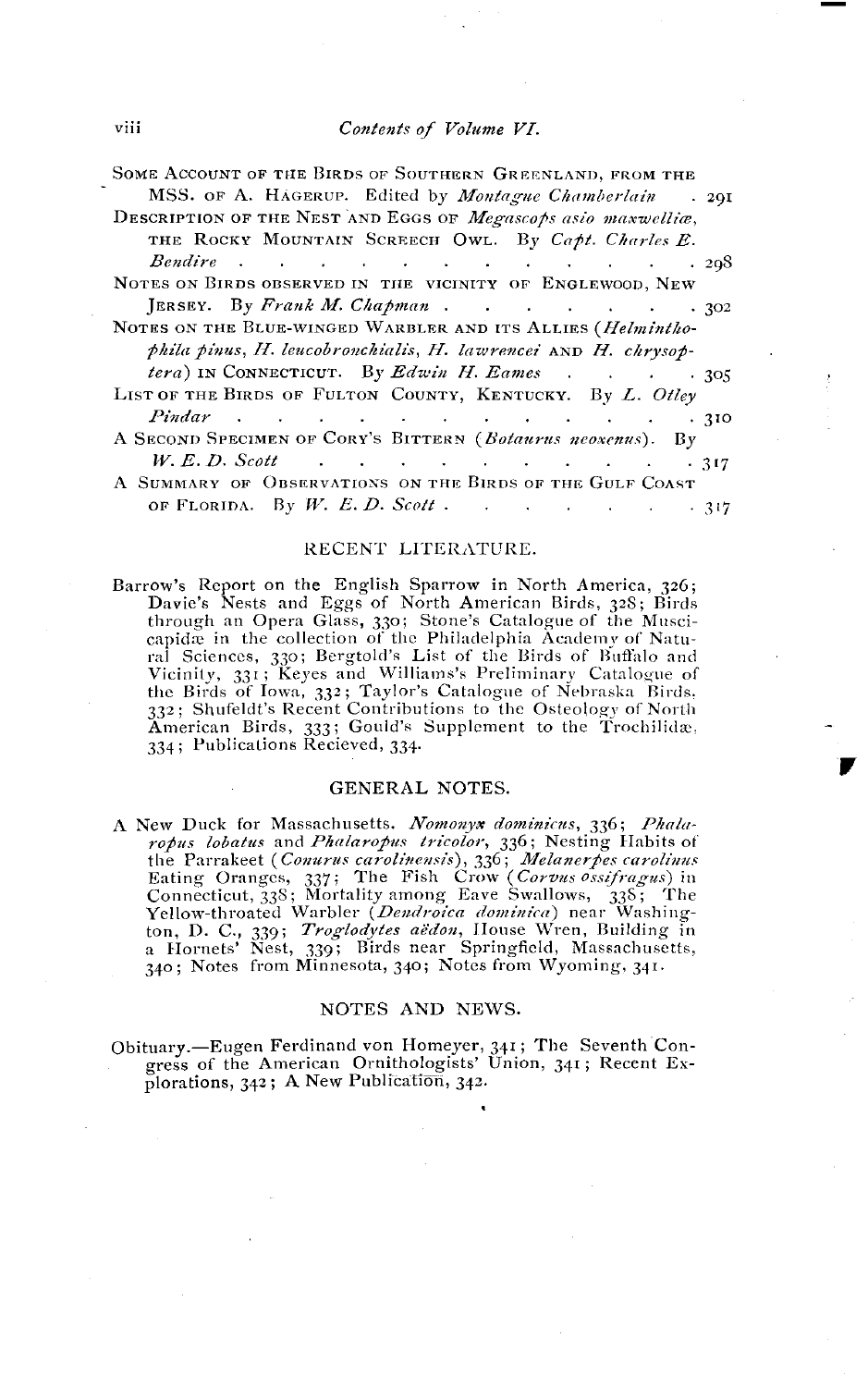SOME ACCOUNT OF THE BIRDS OF SOUTHERN GREENLAND, FROM THE MSS. OF A. HAGERUP. Edited by *Montague Chamberlain* . 291

DESCRIPTION OF THE NEST AND EGGS OF *Megascops asio maxwelliæ*, THE ROCKY MOUNTAIN SCREECH OWL. By *Capt. Charles E. Bendire* . . . . . . . . . . . . . . 298

NOTES ON BIRDS OBSERVED IN THE VICINITY OF ENGLEWOOD, NEW JERSEY. By *Frank M. Chapman* . . . . . . . . 302

NOTES ON THE BLUE-WINGED WARBLER AND ITS ALLIES (*Helminthophila pinus*, *H. leucobronchialis*, *H. lawrencei* AND *H. chrysoptera*) IN CONNECTICUT. By *Edwin H. Eames* . . . . 305

LIST OF THE BIRDS OF FULTON COUNTY, KENTUCKY. By *L. Otley Pindar* . . . . . . . . . . . . . . 310

A SECOND SPECIMEN OF CORY'S BITTERN (*Botaurus neoxenus*). By *W. E. D. Scott* . . . . . . . . . . . . 317

A SUMMARY OF OBSERVATIONS ON THE BIRDS OF THE GULF COAST OF FLORIDA. By *W. E. D. Scott* . . . . . . . . 317

## RECENT LITERATURE.

Barrow's Report on the English Sparrow in North America, 326; Davie's Nests and Eggs of North American Birds, 328; Birds through an Opera Glass, 330; Stone's Catalogue of the Muscicapidæ in the collection of the Philadelphia Academy of Natural Sciences, 330; Bergtold's List of the Birds of Buffalo and Vicinity, 331; Keyes and Williams's Preliminary Catalogue of the Birds of Iowa, 332; Taylor's Catalogue of Nebraska Birds, 332; Shufeldt's Recent Contributions to the Osteology of North American Birds, 333; Gould's Supplement to the Trochilidæ, 334; Publications Recieved, 334.

## GENERAL NOTES.

A New Duck for Massachusetts. *Nomonyx dominicus*, 336; *Phalaropus lobatus* and *Phalaropus tricolor*, 336; Nesting Habits of the Parrakeet (*Conurus carolinensis*), 336; *Melanerpes carolinus* Eating Oranges, 337; The Fish Crow (*Corvus ossifragus*) in Connecticut, 338; Mortality among Eave Swallows, 338; The Yellow-throated Warbler (*Dendroica dominica*) near Washington, D. C., 339; *Troglodytes aëdon*, House Wren, Building in a Hornets' Nest, 339; Birds near Springfield, Massachusetts, 340; Notes from Minnesota, 340; Notes from Wyoming, 341.

## NOTES AND NEWS.

Obituary.—Eugen Ferdinand von Homeyer, 341; The Seventh Congress of the American Ornithologists' Union, 341; Recent Explorations, 342; A New Publication, 342.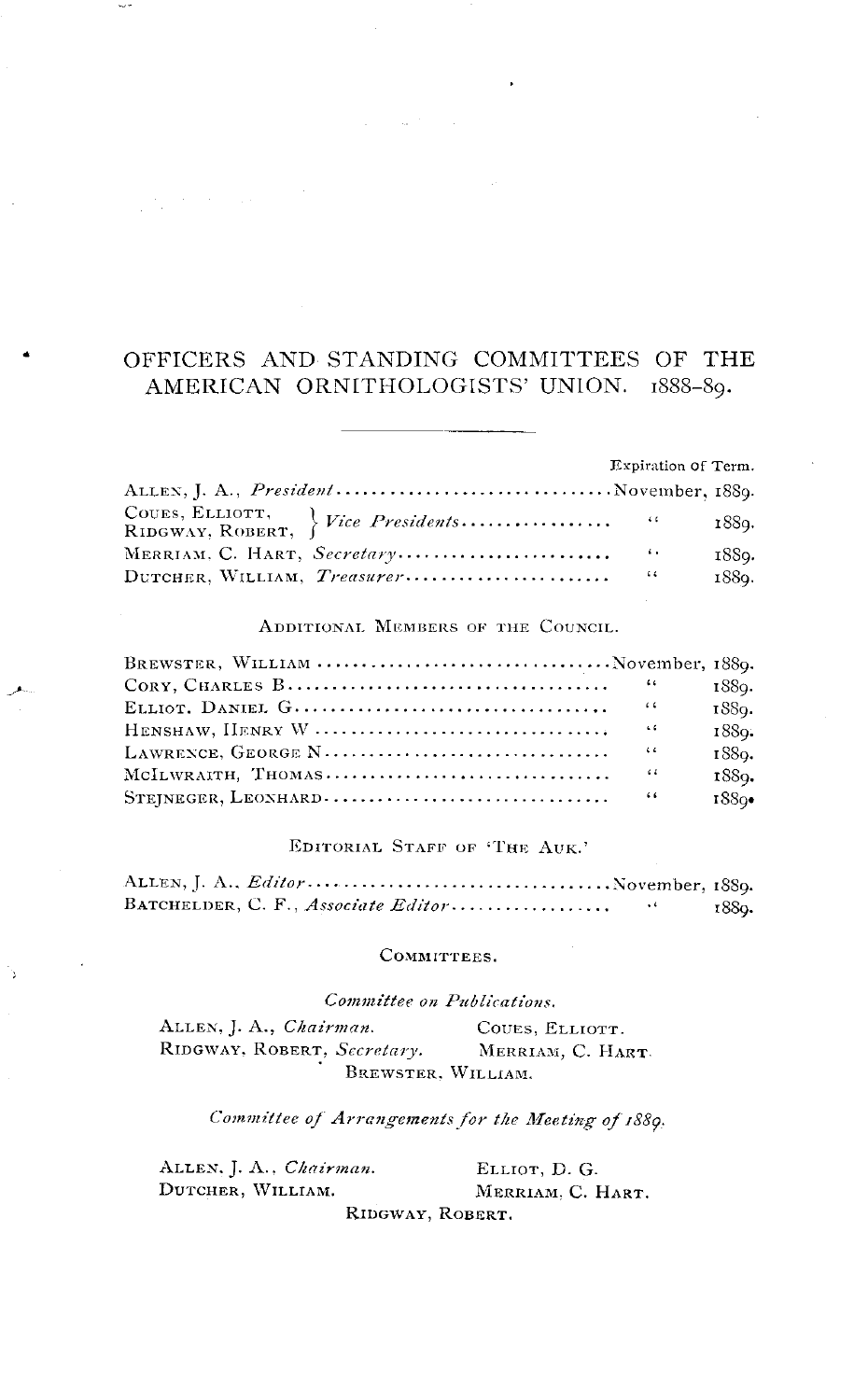# OFFICERS AND STANDING COMMITTEES OF THE AMERICAN ORNITHOLOGISTS' UNION. 1888–89.

| | Expiration of Term. |
|---|---|
| ALLEN, J. A., *President* | November, 1889. |
| COUES, ELLIOTT, } *Vice Presidents* | " 1889. |
| RIDGWAY, ROBERT, } | |
| MERRIAM, C. HART, *Secretary* | " 1889. |
| DUTCHER, WILLIAM, *Treasurer* | " 1889. |

## ADDITIONAL MEMBERS OF THE COUNCIL.

| | |
|---|---|
| BREWSTER, WILLIAM | November, 1889. |
| CORY, CHARLES B. | " 1889. |
| ELLIOT, DANIEL G. | " 1889. |
| HENSHAW, HENRY W. | " 1889. |
| LAWRENCE, GEORGE N. | " 1889. |
| MCILWRAITH, THOMAS | " 1889. |
| STEJNEGER, LEONHARD | " 1889. |

## EDITORIAL STAFF OF 'THE AUK.'

| | |
|---|---|
| ALLEN, J. A., *Editor* | November, 1889. |
| BATCHELDER, C. F., *Associate Editor* | " 1889. |

## COMMITTEES.

### *Committee on Publications.*

ALLEN, J. A., *Chairman.*
COUES, ELLIOTT.
RIDGWAY, ROBERT, *Secretary.*
MERRIAM, C. HART.
BREWSTER, WILLIAM.

### *Committee of Arrangements for the Meeting of 1889.*

ALLEN, J. A., *Chairman.*
ELLIOT, D. G.
DUTCHER, WILLIAM.
MERRIAM, C. HART.
RIDGWAY, ROBERT.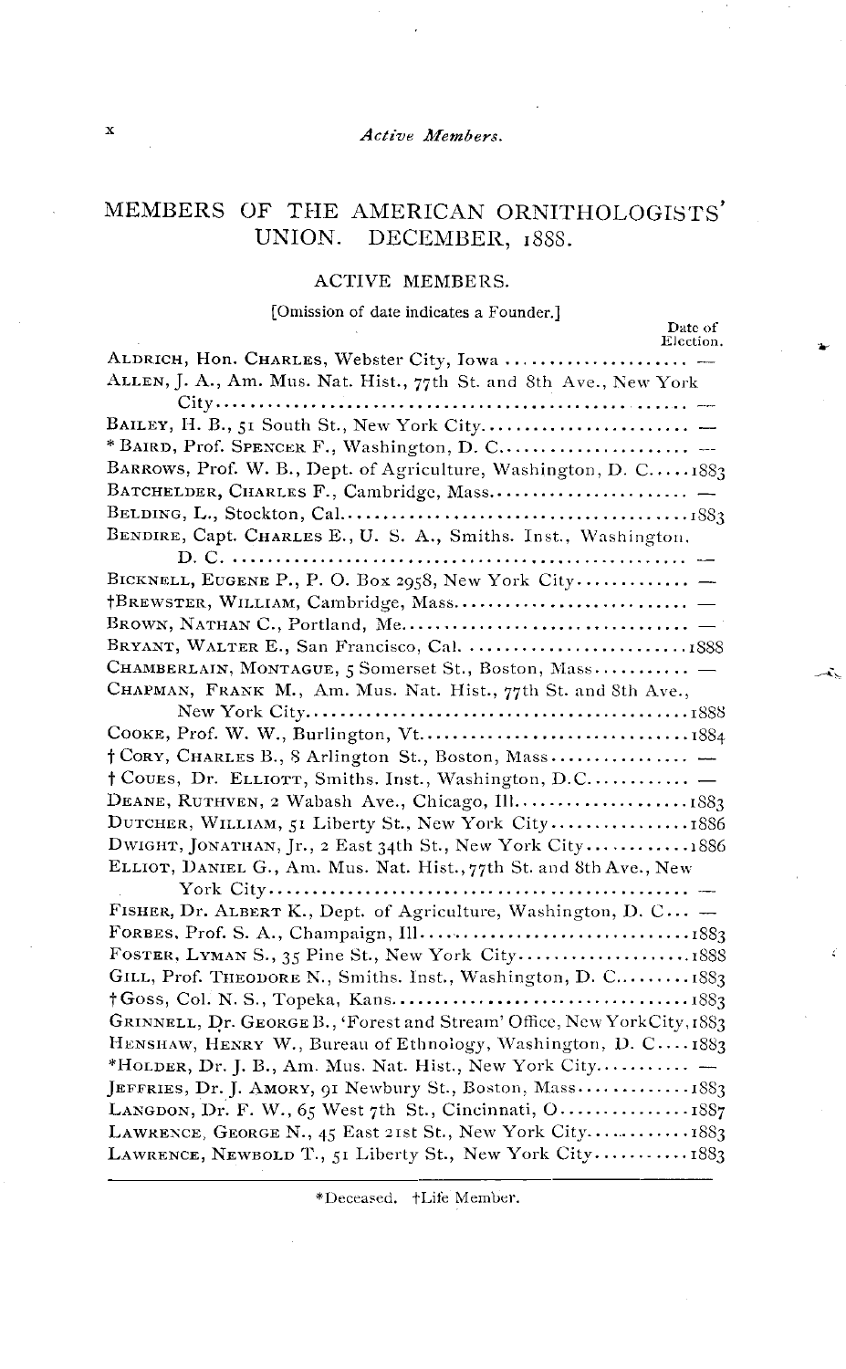## MEMBERS OF THE AMERICAN ORNITHOLOGISTS' UNION. DECEMBER, 1888.

### ACTIVE MEMBERS.

[Omission of date indicates a Founder.]

| | Date of Election. |
|---|---|
| ALDRICH, Hon. CHARLES, Webster City, Iowa | — |
| ALLEN, J. A., Am. Mus. Nat. Hist., 77th St. and 8th Ave., New York City | — |
| BAILEY, H. B., 51 South St., New York City | — |
| * BAIRD, Prof. SPENCER F., Washington, D. C. | — |
| BARROWS, Prof. W. B., Dept. of Agriculture, Washington, D. C. | 1883 |
| BATCHELDER, CHARLES F., Cambridge, Mass. | — |
| BELDING, L., Stockton, Cal. | 1883 |
| BENDIRE, Capt. CHARLES E., U. S. A., Smiths. Inst., Washington, D. C. | — |
| BICKNELL, EUGENE P., P. O. Box 2958, New York City | — |
| †BREWSTER, WILLIAM, Cambridge, Mass. | — |
| BROWN, NATHAN C., Portland, Me. | — |
| BRYANT, WALTER E., San Francisco, Cal. | 1888 |
| CHAMBERLAIN, MONTAGUE, 5 Somerset St., Boston, Mass. | — |
| CHAPMAN, FRANK M., Am. Mus. Nat. Hist., 77th St. and 8th Ave., New York City | 1888 |
| COOKE, Prof. W. W., Burlington, Vt. | 1884 |
| † CORY, CHARLES B., 8 Arlington St., Boston, Mass. | — |
| † COUES, Dr. ELLIOTT, Smiths. Inst., Washington, D.C. | — |
| DEANE, RUTHVEN, 2 Wabash Ave., Chicago, Ill. | 1883 |
| DUTCHER, WILLIAM, 51 Liberty St., New York City | 1886 |
| DWIGHT, JONATHAN, Jr., 2 East 34th St., New York City | 1886 |
| ELLIOT, DANIEL G., Am. Mus. Nat. Hist., 77th St. and 8th Ave., New York City | — |
| FISHER, Dr. ALBERT K., Dept. of Agriculture, Washington, D. C. | — |
| FORBES, Prof. S. A., Champaign, Ill. | 1883 |
| FOSTER, LYMAN S., 35 Pine St., New York City | 1888 |
| GILL, Prof. THEODORE N., Smiths. Inst., Washington, D. C. | 1883 |
| †GOSS, Col. N. S., Topeka, Kans. | 1883 |
| GRINNELL, Dr. GEORGE B., 'Forest and Stream' Office, New York City | 1883 |
| HENSHAW, HENRY W., Bureau of Ethnology, Washington, D. C. | 1883 |
| *HOLDER, Dr. J. B., Am. Mus. Nat. Hist., New York City | — |
| JEFFRIES, Dr. J. AMORY, 91 Newbury St., Boston, Mass. | 1883 |
| LANGDON, Dr. F. W., 65 West 7th St., Cincinnati, O. | 1887 |
| LAWRENCE, GEORGE N., 45 East 21st St., New York City | 1883 |
| LAWRENCE, NEWBOLD T., 51 Liberty St., New York City | 1883 |

*Deceased. †Life Member.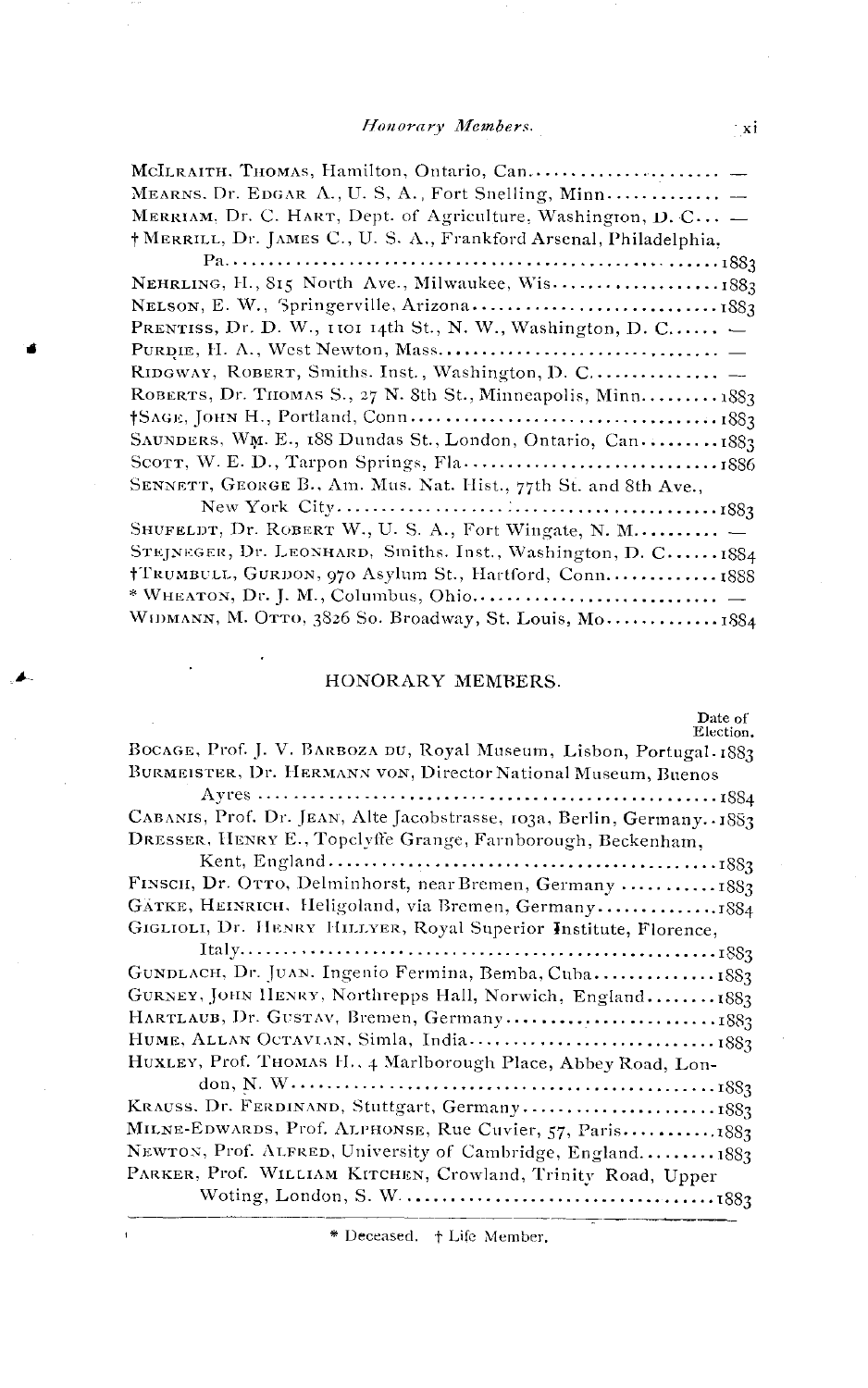McILRAITH, THOMAS, Hamilton, Ontario, Can...................... —

MEARNS, Dr. EDGAR A., U. S. A., Fort Snelling, Minn............. —

MERRIAM, Dr. C. HART, Dept. of Agriculture, Washington, D. C... —

†MERRILL, Dr. JAMES C., U. S. A., Frankford Arsenal, Philadelphia, Pa.......................................................1883

NEHRLING, H., 815 North Ave., Milwaukee, Wis...................1883

NELSON, E. W., Springerville, Arizona............................1883

PRENTISS, Dr. D. W., 1101 14th St., N. W., Washington, D. C...... —

PURDIE, H. A., West Newton, Mass................................ —

RIDGWAY, ROBERT, Smiths. Inst., Washington, D. C............... —

ROBERTS, Dr. THOMAS S., 27 N. 8th St., Minneapolis, Minn.........1883

†SAGE, JOHN H., Portland, Conn...................................1883

SAUNDERS, WM. E., 188 Dundas St., London, Ontario, Can.........1883

SCOTT, W. E. D., Tarpon Springs, Fla.............................1886

SENNETT, GEORGE B., Am. Mus. Nat. Hist., 77th St. and 8th Ave., New York City.............................................1883

SHUFELDT, Dr. ROBERT W., U. S. A., Fort Wingate, N. M.......... —

STEJNEGER, Dr. LEONHARD, Smiths. Inst., Washington, D. C......1884

†TRUMBULL, GURDON, 970 Asylum St., Hartford, Conn.............1888

* WHEATON, Dr. J. M., Columbus, Ohio............................ —

WIDMANN, M. OTTO, 3826 So. Broadway, St. Louis, Mo.............1884

## HONORARY MEMBERS.

Date of Election.

BOCAGE, Prof. J. V. BARBOZA DU, Royal Museum, Lisbon, Portugal.1883

BURMEISTER, Dr. HERMANN VON, Director National Museum, Buenos Ayres.....................................................1884

CABANIS, Prof. Dr. JEAN, Alte Jacobstrasse, 103a, Berlin, Germany..1883

DRESSER, HENRY E., Topclyffe Grange, Farnborough, Beckenham, Kent, England.............................................1883

FINSCH, Dr. OTTO, Delminhorst, near Bremen, Germany ...........1883

GÄTKE, HEINRICH, Heligoland, via Bremen, Germany..............1884

GIGLIOLI, Dr. HENRY HILLYER, Royal Superior Institute, Florence, Italy.......................................................1883

GUNDLACH, Dr. JUAN. Ingenio Fermina, Bemba, Cuba..............1883

GURNEY, JOHN HENRY, Northrepps Hall, Norwich, England........1883

HARTLAUB, Dr. GUSTAV, Bremen, Germany.........................1883

HUME, ALLAN OCTAVIAN, Simla, India.............................1883

HUXLEY, Prof. THOMAS H., 4 Marlborough Place, Abbey Road, London, N. W.................................................1883

KRAUSS, Dr. FERDINAND, Stuttgart, Germany.......................1883

MILNE-EDWARDS, Prof. ALPHONSE, Rue Cuvier, 57, Paris...........1883

NEWTON, Prof. ALFRED, University of Cambridge, England.........1883

PARKER, Prof. WILLIAM KITCHEN, Crowland, Trinity Road, Upper Woting, London, S. W.....................................1883

* Deceased. † Life Member.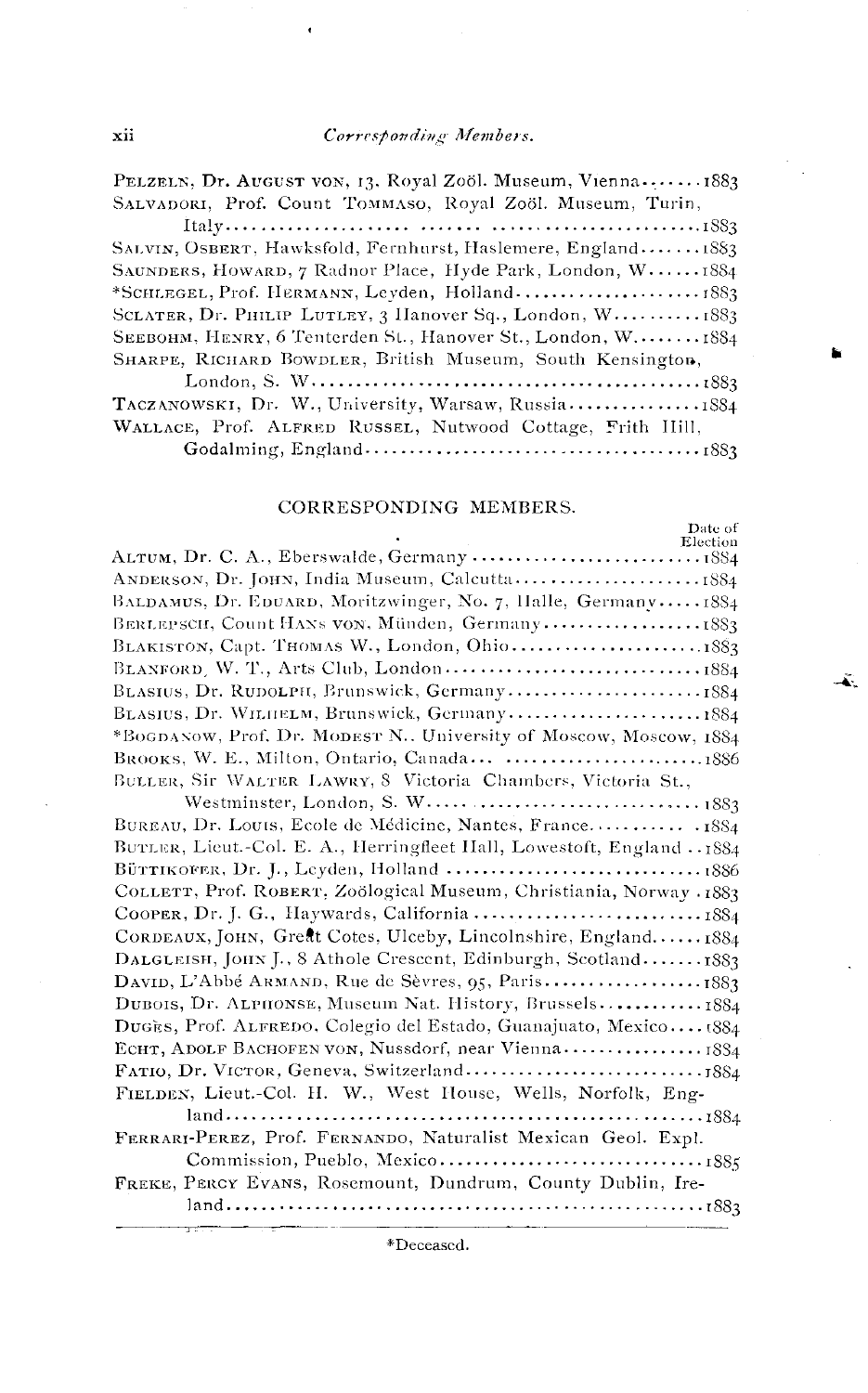PELZELN, Dr. AUGUST VON, 13, Royal Zoöl. Museum, Vienna.......1883
SALVADORI, Prof. Count TOMMASO, Royal Zoöl. Museum, Turin, Italy..........................................1883
SALVIN, OSBERT, Hawksfold, Fernhurst, Haslemere, England.......1883
SAUNDERS, HOWARD, 7 Radnor Place, Hyde Park, London, W......1884
*SCHLEGEL, Prof. HERMANN, Leyden, Holland.....................1883
SCLATER, Dr. PHILIP LUTLEY, 3 Hanover Sq., London, W..........1883
SEEBOHM, HENRY, 6 Tenterden St., Hanover St., London, W........1884
SHARPE, RICHARD BOWDLER, British Museum, South Kensington, London, S. W.............................................1883
TACZANOWSKI, Dr. W., University, Warsaw, Russia...............1884
WALLACE, Prof. ALFRED RUSSEL, Nutwood Cottage, Frith Hill, Godalming, England.......................................1883

## CORRESPONDING MEMBERS.

Date of Election

ALTUM, Dr. C. A., Eberswalde, Germany...........................1884
ANDERSON, Dr. JOHN, India Museum, Calcutta......................1884
BALDAMUS, Dr. EDUARD, Moritzwinger, No. 7, Halle, Germany.....1884
BERLEPSCH, Count HANS VON, Münden, Germany..................1883
BLAKISTON, Capt. THOMAS W., London, Ohio......................1883
BLANFORD, W. T., Arts Club, London.............................1884
BLASIUS, Dr. RUDOLPH, Brunswick, Germany.......................1884
BLASIUS, Dr. WILHELM, Brunswick, Germany.......................1884
*BOGDANOW, Prof. Dr. MODEST N., University of Moscow, Moscow, 1884
BROOKS, W. E., Milton, Ontario, Canada...........................1886
BULLER, Sir WALTER LAWRY, 8 Victoria Chambers, Victoria St., Westminster, London, S. W..................................1883
BUREAU, Dr. LOUIS, Ecole de Médicine, Nantes, France............1884
BUTLER, Lieut.-Col. E. A., Herringfleet Hall, Lowestoft, England..1884
BÜTTIKOFER, Dr. J., Leyden, Holland.............................1886
COLLETT, Prof. ROBERT, Zoölogical Museum, Christiania, Norway.1883
COOPER, Dr. J. G., Haywards, California..........................1884
CORDEAUX, JOHN, Great Cotes, Ulceby, Lincolnshire, England......1884
DALGLEISH, JOHN J., 8 Athole Crescent, Edinburgh, Scotland.......1883
DAVID, L'Abbé ARMAND, Rue de Sèvres, 95, Paris..................1883
DUBOIS, Dr. ALPHONSE, Museum Nat. History, Brussels............1884
DUGÈS, Prof. ALFREDO, Colegio del Estado, Guanajuato, Mexico....1884
ECHT, ADOLF BACHOFEN VON, Nussdorf, near Vienna................1884
FATIO, Dr. VICTOR, Geneva, Switzerland...........................1884
FIELDEN, Lieut.-Col. H. W., West House, Wells, Norfolk, England.....................................................1884
FERRARI-PEREZ, Prof. FERNANDO, Naturalist Mexican Geol. Expl. Commission, Pueblo, Mexico...............................1885
FREKE, PERCY EVANS, Rosemount, Dundrum, County Dublin, Ireland.....................................................1883

*Deceased.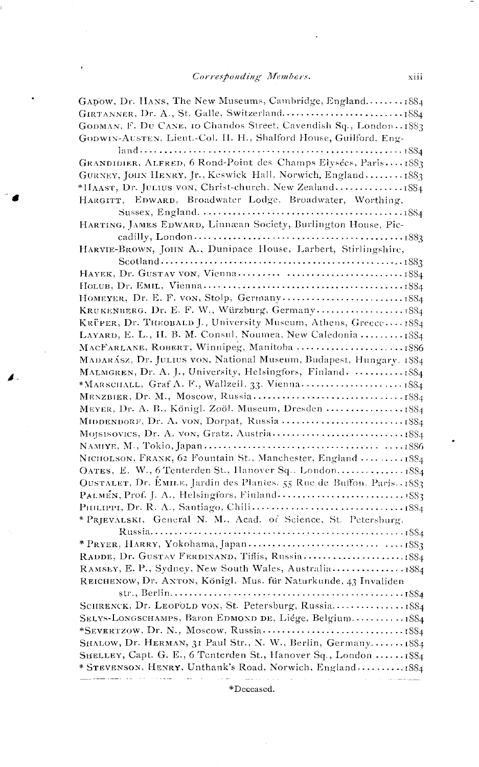GADOW, Dr. HANS, The New Museums, Cambridge, England........1884
GIRTANNER, Dr. A., St. Galle, Switzerland..........................1884
GODMAN, F. DU CANE, 10 Chandos Street, Cavendish Sq., London..1883
GODWIN-AUSTEN, Lieut.-Col. H. H., Shalford House, Guilford. England.......................................................1884
GRANDIDIER, ALFRED, 6 Rond-Point des Champs Elysées, Paris....1883
GURNEY, JOHN HENRY, Jr., Keswick Hall, Norwich, England........1883
*HAAST, Dr. JULIUS VON, Christ-church, New Zealand..............1884
HARGITT, EDWARD, Broadwater Lodge. Broadwater, Worthing, Sussex, England.........................................1884
HARTING, JAMES EDWARD, Linnæan Society, Burlington House, Piccadilly, London............................................1883
HARVIE-BROWN, JOHN A., Dunipace House, Larbert, Stirlingshire, Scotland..................................................1883
HAYEK, Dr. GUSTAV VON, Vienna........ .........................1884
HOLUB, Dr. EMIL, Vienna..........................................1884
HOMEYER, Dr. E. F. VON, Stolp, Germany..........................1884
KRUKENBERG, Dr. E. F. W., Würzburg, Germany...................1884
KRÜPER, Dr. THEOBALD J., University Museum, Athens, Greece....1884
LAYARD, E. L., H. B. M. Consul, Noumea, New Caledonia.........1884
MACFARLANE, ROBERT, Winnipeg, Manitoba........................1886
MADARÁSZ, Dr. JULIUS VON, National Museum, Budapest, Hungary. 1884
MALMGREN, Dr. A. J., University, Helsingfors, Finland. ..........1884
*MARSCHALL, Graf A. F., Wallzeil, 33, Vienna.....................1884
MENZBIER, Dr. M., Moscow, Russia...............................1884
MEYER, Dr. A. B., Königl. Zoöl. Museum, Dresden ................1884
MIDDENDORF, Dr. A. VON, Dorpat, Russia.........................1884
MOJSISOVICS, Dr. A. VON, Gratz, Austria...........................1884
NAMIYE, M., Tokio, Japan.................................... ....1886
NICHOLSON, FRANK, 62 Fountain St., Manchester, England .........1884
OATES, E. W., 6 Tenterden St., Hanover Sq., London..............1884
OUSTALET, Dr. ÉMILE, Jardin des Plantes. 55 Rue de Buffon, Paris..1883
PALMÉN, Prof. J. A., Helsingfors, Finland..........................1883
PHILIPPI, Dr. R. A., Santiago, Chili...............................1884
* PRJEVALSKI, General N. M., Acad. of Science, St. Petersburg. Russia..................................................1884
* PRYER, HARRY, Yokohama, Japan.......................... ....1883
RADDE, Dr. GUSTAV FERDINAND, Tiflis, Russia.....................1884
RAMSEY, E. P., Sydney, New South Wales, Australia...............1884
REICHENOW, Dr. ANTON, Königl. Mus. für Naturkunde, 43 Invaliden str., Berlin...............................................1884
SCHRENCK, Dr. LEOPOLD VON, St. Petersburg, Russia...............1884
SELYS-LONGSCHAMPS, Baron EDMOND DE, Liége, Belgium...........1884
*SEVERTZOW, Dr. N., Moscow, Russia.............................1884
SHALOW, Dr. HERMAN, 31 Paul Str., N. W., Berlin, Germany.......1884
SHELLEY, Capt. G. E., 6 Tenterden St., Hanover Sq., London ......1884
* STEVENSON, HENRY, Unthank's Road, Norwich, England..........1884

*Deceased.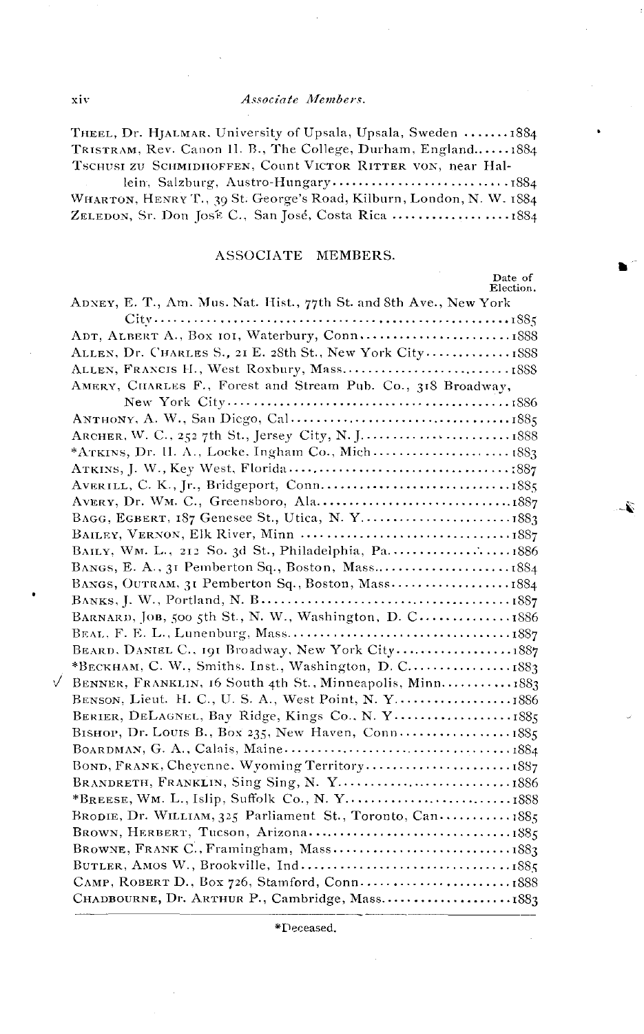THEEL, Dr. HJALMAR. University of Upsala, Upsala, Sweden .......1884
TRISTRAM, Rev. Canon H. B., The College, Durham, England......1884
TSCHUSI ZU SCHMIDHOFFEN, Count VICTOR RITTER VON, near Hallein, Salzburg, Austro-Hungary............................1884
WHARTON, HENRY T., 39 St. George's Road, Kilburn, London, N. W. 1884
ZELEDON, Sr. Don JOSÉ C., San José, Costa Rica ..................1884

## ASSOCIATE MEMBERS.

Date of Election.

ADNEY, E. T., Am. Mus. Nat. Hist., 77th St. and 8th Ave., New York City......................................................1885
ADT, ALBERT A., Box 101, Waterbury, Conn.........................1888
ALLEN, Dr. CHARLES S., 21 E. 28th St., New York City.............1888
ALLEN, FRANCIS H., West Roxbury, Mass...........................1888
AMERY, CHARLES F., Forest and Stream Pub. Co., 318 Broadway, New York City...........................................1886
ANTHONY, A. W., San Diego, Cal...................................1885
ARCHER, W. C., 252 7th St., Jersey City, N. J.........................1888
*ATKINS, Dr. H. A., Locke, Ingham Co., Mich......................1883
ATKINS, J. W., Key West, Florida...................................1887
AVERILL, C. K., Jr., Bridgeport, Conn..............................1885
AVERY, Dr. WM. C., Greensboro, Ala...............................1887
BAGG, EGBERT, 187 Genesee St., Utica, N. Y........................1883
BAILEY, VERNON, Elk River, Minn .................................1887
BAILY, WM. L., 212 So. 3d St., Philadelphia, Pa.....................1886
BANGS, E. A., 31 Pemberton Sq., Boston, Mass......................1884
BANGS, OUTRAM, 31 Pemberton Sq., Boston, Mass...................1884
BANKS, J. W., Portland, N. B.......................................1887
BARNARD, JOB, 500 5th St., N. W., Washington, D. C..............1886
BEAL, F. E. L., Lunenburg, Mass...................................1887
BEARD, DANIEL C., 191 Broadway, New York City..................1887
*BECKHAM, C. W., Smiths. Inst., Washington, D. C.................1883
√ BENNER, FRANKLIN, 16 South 4th St., Minneapolis, Minn...........1883
BENSON, Lieut. H. C., U. S. A., West Point, N. Y..................1886
BERIER, DELAGNEL, Bay Ridge, Kings Co., N. Y...................1885
BISHOP, Dr. LOUIS B., Box 235, New Haven, Conn..................1885
BOARDMAN, G. A., Calais, Maine....................................1884
BOND, FRANK, Cheyenne, Wyoming Territory.......................1887
BRANDRETH, FRANKLIN, Sing Sing, N. Y............................1886
*BREESE, WM. L., Islip, Suffolk Co., N. Y...........................1888
BRODIE, Dr. WILLIAM, 325 Parliament St., Toronto, Can...........1885
BROWN, HERBERT, Tucson, Arizona.................................1885
BROWNE, FRANK C., Framingham, Mass.............................1883
BUTLER, AMOS W., Brookville, Ind.................................1885
CAMP, ROBERT D., Box 726, Stamford, Conn........................1888
CHADBOURNE, Dr. ARTHUR P., Cambridge, Mass.....................1883

*Deceased.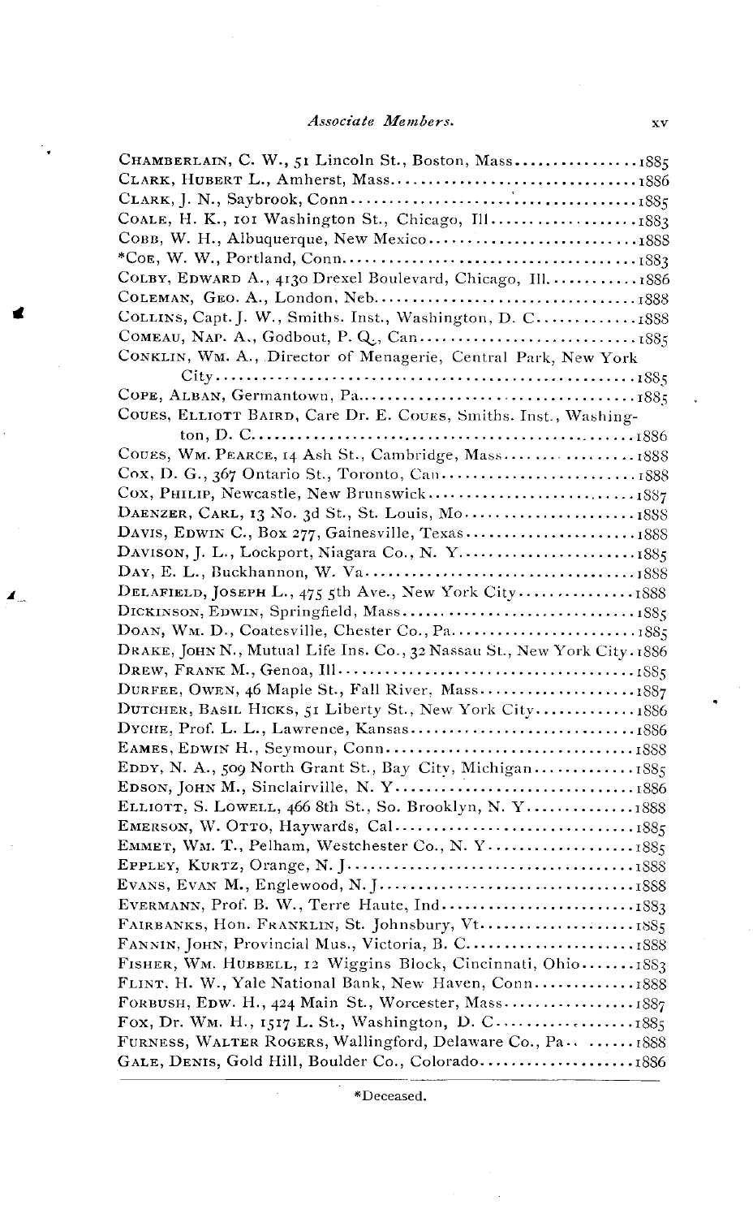*Associate Members.*

CHAMBERLAIN, C. W., 51 Lincoln St., Boston, Mass................1885
CLARK, HUBERT L., Amherst, Mass................................1886
CLARK, J. N., Saybrook, Conn....................................1885
COALE, H. K., 101 Washington St., Chicago, Ill..................1883
COBB, W. H., Albuquerque, New Mexico...........................1888
*COE, W. W., Portland, Conn.....................................1883
COLBY, EDWARD A., 4130 Drexel Boulevard, Chicago, Ill...........1886
COLEMAN, GEO. A., London, Neb...................................1888
COLLINS, Capt. J. W., Smiths. Inst., Washington, D. C...........1888
COMEAU, NAP. A., Godbout, P. Q., Can............................1885
CONKLIN, WM. A., Director of Menagerie, Central Park, New York City.....................................................1885
COPE, ALBAN, Germantown, Pa.....................................1885
COUES, ELLIOTT BAIRD, Care Dr. E. COUES, Smiths. Inst., Washington, D. C.................................................1886
COUES, WM. PEARCE, 14 Ash St., Cambridge, Mass..................1888
COX, D. G., 367 Ontario St., Toronto, Can.......................1888
COX, PHILIP, Newcastle, New Brunswick...........................1887
DAENZER, CARL, 13 No. 3d St., St. Louis, Mo.....................1888
DAVIS, EDWIN C., Box 277, Gainesville, Texas....................1888
DAVISON, J. L., Lockport, Niagara Co., N. Y.....................1885
DAY, E. L., Buckhannon, W. Va...................................1888
DELAFIELD, JOSEPH L., 475 5th Ave., New York City...............1888
DICKINSON, EDWIN, Springfield, Mass.............................1885
DOAN, WM. D., Coatesville, Chester Co., Pa......................1885
DRAKE, JOHN N., Mutual Life Ins. Co., 32 Nassau St., New York City.1886
DREW, FRANK M., Genoa, Ill......................................1885
DURFEE, OWEN, 46 Maple St., Fall River, Mass....................1887
DUTCHER, BASIL HICKS, 51 Liberty St., New York City.............1886
DYCHE, Prof. L. L., Lawrence, Kansas............................1886
EAMES, EDWIN H., Seymour, Conn..................................1888
EDDY, N. A., 509 North Grant St., Bay City, Michigan............1885
EDSON, JOHN M., Sinclairville, N. Y.............................1886
ELLIOTT, S. LOWELL, 466 8th St., So. Brooklyn, N. Y.............1888
EMERSON, W. OTTO, Haywards, Cal.................................1885
EMMET, WM. T., Pelham, Westchester Co., N. Y....................1885
EPPLEY, KURTZ, Orange, N. J.....................................1888
EVANS, EVAN M., Englewood, N. J.................................1888
EVERMANN, Prof. B. W., Terre Haute, Ind.........................1883
FAIRBANKS, Hon. FRANKLIN, St. Johnsbury, Vt.....................1885
FANNIN, JOHN, Provincial Mus., Victoria, B. C...................1888
FISHER, WM. HUBBELL, 12 Wiggins Block, Cincinnati, Ohio.........1883
FLINT, H. W., Yale National Bank, New Haven, Conn...............1888
FORBUSH, EDW. H., 424 Main St., Worcester, Mass.................1887
FOX, Dr. WM. H., 1517 L. St., Washington, D. C..................1885
FURNESS, WALTER ROGERS, Wallingford, Delaware Co., Pa...........1888
GALE, DENIS, Gold Hill, Boulder Co., Colorado...................1886

*Deceased.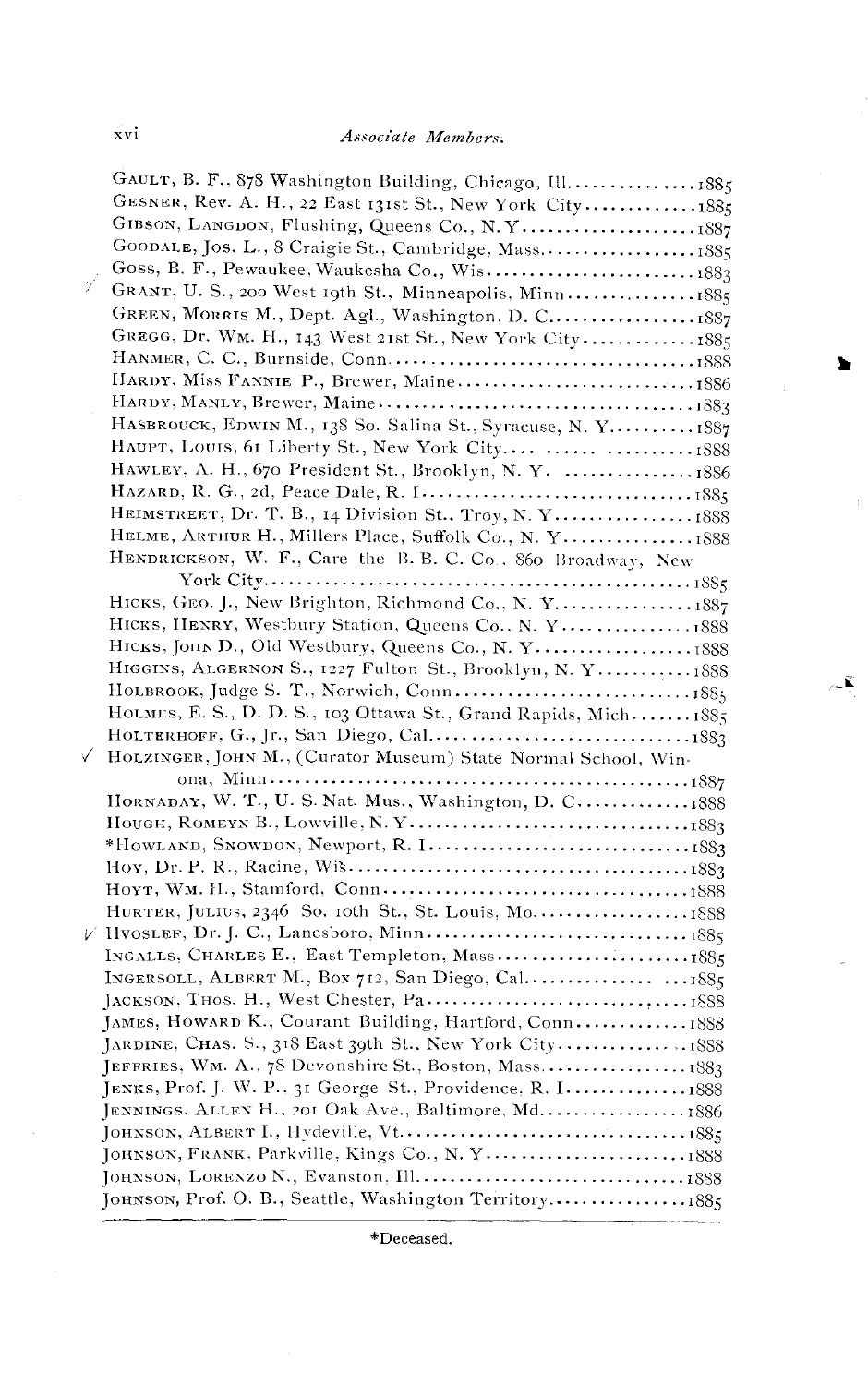GAULT, B. F., 878 Washington Building, Chicago, Ill. ............... 1885
GESNER, Rev. A. H., 22 East 131st St., New York City ............. 1885
GIBSON, LANGDON, Flushing, Queens Co., N. Y. ...................... 1887
GOODALE, Jos. L., 8 Craigie St., Cambridge, Mass. .................. 1885
GOSS, B. F., Pewaukee, Waukesha Co., Wis. ......................... 1883
GRANT, U. S., 200 West 19th St., Minneapolis, Minn. ............... 1885
GREEN, MORRIS M., Dept. Agl., Washington, D. C. .................. 1887
GREGG, Dr. WM. H., 143 West 21st St., New York City ............. 1885
HANMER, C. C., Burnside, Conn. ..................................... 1888
HARDY, Miss FANNIE P., Brewer, Maine ............................ 1886
HARDY, MANLY, Brewer, Maine ....................................... 1883
HASBROUCK, EDWIN M., 138 So. Salina St., Syracuse, N. Y. .......... 1887
HAUPT, LOUIS, 61 Liberty St., New York City .... ...... .......... 1888
HAWLEY, A. H., 670 President St., Brooklyn, N. Y. ............... 1886
HAZARD, R. G., 2d, Peace Dale, R. I. ............................... 1885
HEIMSTREET, Dr. T. B., 14 Division St., Troy, N. Y. ............... 1888
HELME, ARTHUR H., Millers Place, Suffolk Co., N. Y. ............... 1888
HENDRICKSON, W. F., Care the B. B. C. Co., 860 Broadway, New York City ................................................. 1885
HICKS, GEO. J., New Brighton, Richmond Co., N. Y. ................. 1887
HICKS, HENRY, Westbury Station, Queens Co., N. Y. ............... 1888
HICKS, JOHN D., Old Westbury, Queens Co., N. Y. .................. 1888
HIGGINS, ALGERNON S., 1227 Fulton St., Brooklyn, N. Y. ........... 1888
HOLBROOK, Judge S. T., Norwich, Conn. ............................ 1885
HOLMES, E. S., D. D. S., 103 Ottawa St., Grand Rapids, Mich. ....... 1885
HOLTERHOFF, G., Jr., San Diego, Cal. ............................... 1883
HOLZINGER, JOHN M., (Curator Museum) State Normal School, Winona, Minn. ................................................ 1887
HORNADAY, W. T., U. S. Nat. Mus., Washington, D. C. ............. 1888
HOUGH, ROMEYN B., Lowville, N. Y. ................................ 1883
*HOWLAND, SNOWDON, Newport, R. I. ................................ 1883
HOY, Dr. P. R., Racine, Wis. ........................................ 1883
HOYT, WM. H., Stamford, Conn. ..................................... 1888
HURTER, JULIUS, 2346 So. 10th St., St. Louis, Mo. ................. 1888
HVOSLEF, Dr. J. C., Lanesboro, Minn. .............................. 1885
INGALLS, CHARLES E., East Templeton, Mass. ...................... 1885
INGERSOLL, ALBERT M., Box 712, San Diego, Cal. ............... ... 1885
JACKSON, THOS. H., West Chester, Pa. ............................. 1888
JAMES, HOWARD K., Courant Building, Hartford, Conn. ............ 1888
JARDINE, CHAS. S., 318 East 39th St., New York City ............... 1888
JEFFRIES, WM. A., 78 Devonshire St., Boston, Mass. ................ 1883
JENKS, Prof. J. W. P., 31 George St., Providence, R. I. ............ 1888
JENNINGS, ALLEN H., 201 Oak Ave., Baltimore, Md. ................ 1886
JOHNSON, ALBERT I., Hydeville, Vt. ................................. 1885
JOHNSON, FRANK, Parkville, Kings Co., N. Y. ........................ 1888
JOHNSON, LORENZO N., Evanston, Ill. ............................... 1888
JOHNSON, Prof. O. B., Seattle, Washington Territory ................ 1885

*Deceased.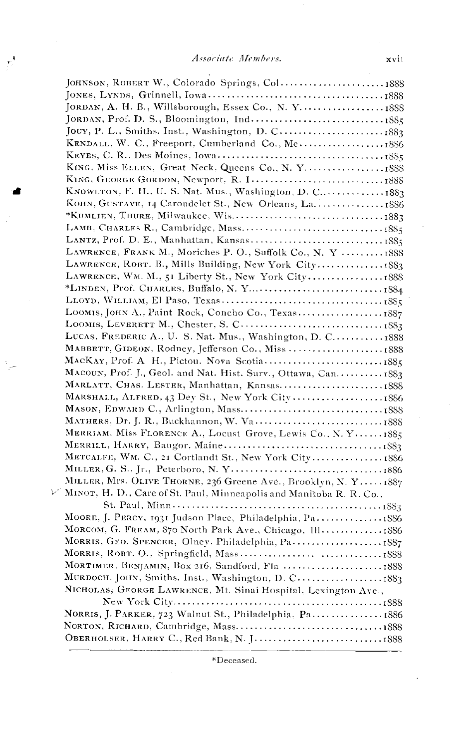JOHNSON, ROBERT W., Colorado Springs, Col....................1888
JONES, LYNDS, Grinnell, Iowa....................................1888
JORDAN, A. H. B., Willsborough, Essex Co., N. Y..................1888
JORDAN, Prof. D. S., Bloomington, Ind..............................1885
JOUY, P. L., Smiths. Inst., Washington, D. C........................1883
KENDALL, W. C., Freeport, Cumberland Co., Me..................1886
KEYES, C. R., Des Moines, Iowa....................................1885
KING, Miss ELLEN, Great Neck, Queens Co., N. Y..................1888
KING, GEORGE GORDON, Newport, R. I..............................1888
KNOWLTON, F. H., U. S. Nat. Mus., Washington, D. C..............1883
KOHN, GUSTAVE, 14 Carondelet St., New Orleans, La................1886
*KUMLIEN, THURE, Milwaukee, Wis..................................1883
LAMB, CHARLES R., Cambridge, Mass................................1885
LANTZ, Prof. D. E., Manhattan, Kansas..............................1885
LAWRENCE, FRANK M., Moriches P. O., Suffolk Co., N. Y..........1888
LAWRENCE, ROBT. B., Mills Building, New York City..............1883
LAWRENCE, WM. M., 51 Liberty St., New York City................1888
*LINDEN, Prof. CHARLES, Buffalo, N. Y..............................1884
LLOYD, WILLIAM, El Paso, Texas....................................1885
LOOMIS, JOHN A., Paint Rock, Concho Co., Texas..................1887
LOOMIS, LEVERETT M., Chester, S. C................................1883
LUCAS, FREDERIC A., U. S. Nat. Mus., Washington, D. C...........1888
MABBETT, GIDEON, Rodney, Jefferson Co., Miss.....................1888
MACKAY, Prof. A. H., Pictou, Nova Scotia..........................1885
MACOUN, Prof. J., Geol. and Nat. Hist. Surv., Ottawa, Can..........1883
MARLATT, CHAS. LESTER, Manhattan, Kansas......................1888
MARSHALL, ALFRED, 43 Dey St., New York City....................1886
MASON, EDWARD C., Arlington, Mass................................1888
MATHERS, Dr. J. R., Buckhannon, W. Va............................1888
MERRIAM, Miss FLORENCE A., Locust Grove, Lewis Co., N. Y......1885
MERRILL, HARRY, Bangor, Maine....................................1883
METCALFE, WM. C., 21 Cortlandt St., New York City...............1886
MILLER, G. S., Jr., Peterboro, N. Y.................................1886
MILLER, Mrs. OLIVE THORNE, 236 Greene Ave., Brooklyn, N. Y.....1887
MINOT, H. D., Care of St. Paul, Minneapolis and Manitoba R. R. Co., St. Paul, Minn..........................................1883
MOORE, J. PERCY, 1931 Judson Place, Philadelphia, Pa..............1886
MORCOM, G. FREAM, 870 North Park Ave., Chicago, Ill.............1886
MORRIS, GEO. SPENCER, Olney, Philadelphia, Pa....................1887
MORRIS, ROBT. O., Springfield, Mass.................................1888
MORTIMER, BENJAMIN, Box 216, Sandford, Fla......................1888
MURDOCH, JOHN, Smiths. Inst., Washington, D. C..................1883
NICHOLAS, GEORGE LAWRENCE, Mt. Sinai Hospital, Lexington Ave., New York City............................................1888
NORRIS, J. PARKER, 723 Walnut St., Philadelphia, Pa...............1886
NORTON, RICHARD, Cambridge, Mass................................1888
OBERHOLSER, HARRY C., Red Bank, N. J............................1888

*Deceased.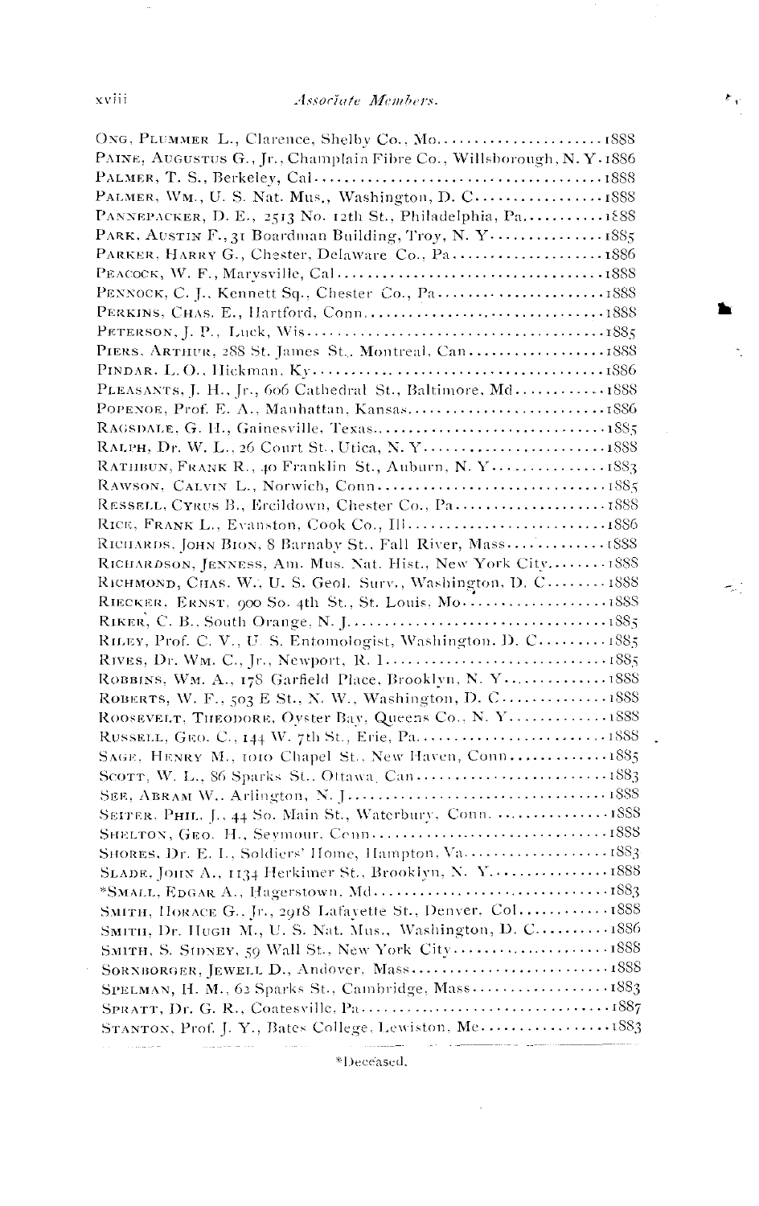ONG, PLUMMER L., Clarence, Shelby Co., Mo....................1888
PAINE, AUGUSTUS G., Jr., Champlain Fibre Co., Willsborough, N. Y. 1886
PALMER, T. S., Berkeley, Cal....................1888
PALMER, WM., U. S. Nat. Mus., Washington, D. C....................1888
PANNEPACKER, D. E., 2513 No. 12th St., Philadelphia, Pa....................1888
PARK, AUSTIN F., 31 Boardman Building, Troy, N. Y....................1885
PARKER, HARRY G., Chester, Delaware Co., Pa....................1886
PEACOCK, W. F., Marysville, Cal....................1888
PENNOCK, C. J., Kennett Sq., Chester Co., Pa....................1888
PERKINS, CHAS. E., Hartford, Conn....................1888
PETERSON, J. P., Luck, Wis....................1885
PIERS, ARTHUR, 288 St. James St., Montreal, Can....................1888
PINDAR, L. O., Hickman, Ky....................1886
PLEASANTS, J. H., Jr., 606 Cathedral St., Baltimore, Md....................1888
POPENOE, Prof. E. A., Manhattan, Kansas....................1886
RAGSDALE, G. H., Gainesville, Texas....................1885
RALPH, Dr. W. L., 26 Court St., Utica, N. Y....................1888
RATHBUN, FRANK R., 40 Franklin St., Auburn, N. Y....................1883
RAWSON, CALVIN L., Norwich, Conn....................1885
RESSELL, CYRUS B., Ercildown, Chester Co., Pa....................1888
RICE, FRANK L., Evanston, Cook Co., Ill....................1886
RICHARDS, JOHN BION, 8 Barnaby St., Fall River, Mass....................1888
RICHARDSON, JENNESS, Am. Mus. Nat. Hist., New York City....................1888
RICHMOND, CHAS. W., U. S. Geol. Surv., Washington, D. C....................1888
RIECKER, ERNST, 900 So. 4th St., St. Louis, Mo....................1888
RIKER, C. B., South Orange, N. J....................1885
RILEY, Prof. C. V., U. S. Entomologist, Washington, D. C....................1885
RIVES, Dr. WM. C., Jr., Newport, R. I....................1885
ROBBINS, WM. A., 178 Garfield Place, Brooklyn, N. Y....................1888
ROBERTS, W. F., 503 E St., N. W., Washington, D. C....................1888
ROOSEVELT, THEODORE, Oyster Bay, Queens Co., N. Y....................1888
RUSSELL, GEO. C., 144 W. 7th St., Erie, Pa....................1888
SAGE, HENRY M., 1010 Chapel St., New Haven, Conn....................1885
SCOTT, W. L., 86 Sparks St., Ottawa, Can....................1883
SEE, ABRAM W., Arlington, N. J....................1888
SEITER, PHIL. J., 44 So. Main St., Waterbury, Conn....................1888
SHELTON, GEO. H., Seymour, Conn....................1888
SHORES, Dr. E. L., Soldiers' Home, Hampton, Va....................1883
SLADE, JOHN A., 1134 Herkimer St., Brooklyn, N. Y....................1888
*SMALL, EDGAR A., Hagerstown, Md....................1883
SMITH, HORACE G., Jr., 2918 Lafayette St., Denver, Col....................1888
SMITH, Dr. HUGH M., U. S. Nat. Mus., Washington, D. C....................1886
SMITH, S. SIDNEY, 59 Wall St., New York City....................1888
SORNBORGER, JEWELL D., Andover, Mass....................1888
SPELMAN, H. M., 62 Sparks St., Cambridge, Mass....................1883
SPRATT, Dr. G. R., Coatesville, Pa....................1887
STANTON, Prof. J. Y., Bates College, Lewiston, Me....................1883

*Deceased.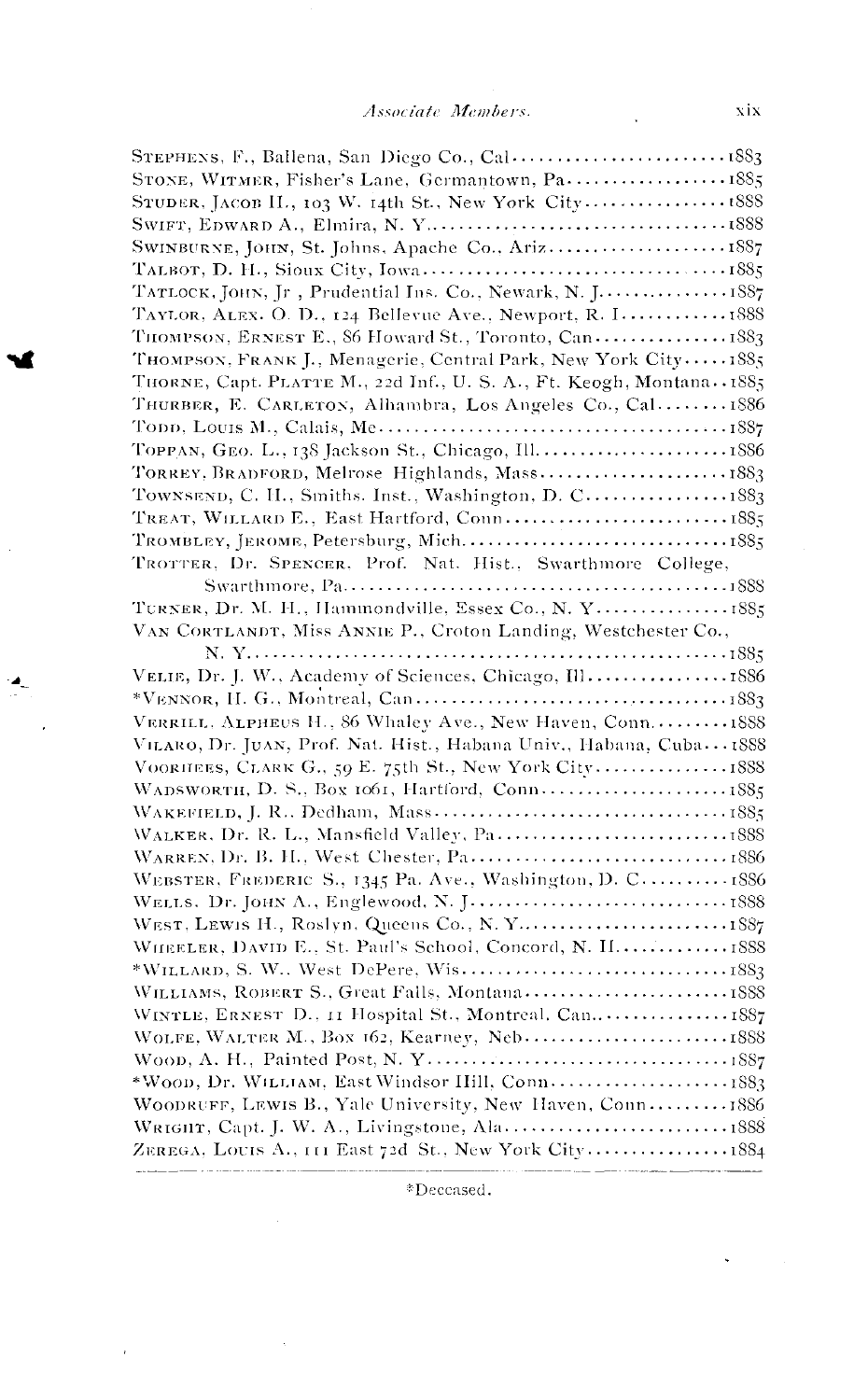STEPHENS, F., Ballena, San Diego Co., Cal........................1883
STONE, WITMER, Fisher's Lane, Germantown, Pa..................1885
STUDER, JACOB H., 103 W. 14th St., New York City................1888
SWIFT, EDWARD A., Elmira, N. Y..................................1888
SWINBURNE, JOHN, St. Johns, Apache Co., Ariz....................1887
TALBOT, D. H., Sioux City, Iowa..................................1885
TATLOCK, JOHN, Jr, Prudential Ins. Co., Newark, N. J..............1887
TAYLOR, ALEX. O. D., 124 Bellevue Ave., Newport, R. I............1888
THOMPSON, ERNEST E., 86 Howard St., Toronto, Can...............1883
THOMPSON, FRANK J., Menagerie, Central Park, New York City.....1885
THORNE, Capt. PLATTE M., 22d Inf., U. S. A., Ft. Keogh, Montana..1885
THURBER, E. CARLETON, Alhambra, Los Angeles Co., Cal........1886
TODD, LOUIS M., Calais, Me.......................................1887
TOPPAN, GEO. L., 138 Jackson St., Chicago, Ill......................1886
TORREY, BRADFORD, Melrose Highlands, Mass......................1883
TOWNSEND, C. H., Smiths. Inst., Washington, D. C................1883
TREAT, WILLARD E., East Hartford, Conn..........................1885
TROMBLEY, JEROME, Petersburg, Mich..............................1885
TROTTER, Dr. SPENCER, Prof. Nat. Hist., Swarthmore College, Swarthmore, Pa...........................................1888
TURNER, Dr. M. H., Hammondville, Essex Co., N. Y...............1885
VAN CORTLANDT, Miss ANNIE P., Croton Landing, Westchester Co., N. Y......................................................1885
VELIE, Dr. J. W., Academy of Sciences, Chicago, Ill................1886
*VENNOR, H. G., Montreal, Can....................................1883
VERRILL, ALPHEUS H., 86 Whaley Ave., New Haven, Conn.........1888
VILARO, Dr. JUAN, Prof. Nat. Hist., Habana Univ., Habana, Cuba...1888
VOORHEES, CLARK G., 59 E. 75th St., New York City...............1888
WADSWORTH, D. S., Box 1061, Hartford, Conn......................1885
WAKEFIELD, J. R., Dedham, Mass..................................1885
WALKER, Dr. R. L., Mansfield Valley, Pa...........................1888
WARREN, Dr. B. H., West Chester, Pa..............................1886
WEBSTER, FREDERIC S., 1345 Pa. Ave., Washington, D. C..........1886
WELLS, Dr. JOHN A., Englewood, N. J.............................1888
WEST, LEWIS H., Roslyn, Queens Co., N. Y.........................1887
WHEELER, DAVID E., St. Paul's School, Concord, N. H.............1888
*WILLARD, S. W., West DePere, Wis...............................1883
WILLIAMS, ROBERT S., Great Falls, Montana........................1888
WINTLE, ERNEST D., 11 Hospital St., Montreal, Can................1887
WOLFE, WALTER M., Box 162, Kearney, Neb.......................1888
WOOD, A. H., Painted Post, N. Y...................................1887
*WOOD, Dr. WILLIAM, East Windsor Hill, Conn....................1883
WOODRUFF, LEWIS B., Yale University, New Haven, Conn.........1886
WRIGHT, Capt. J. W. A., Livingstone, Ala..........................1888
ZEREGA, LOUIS A., 111 East 72d St., New York City................1884

*Deceased.